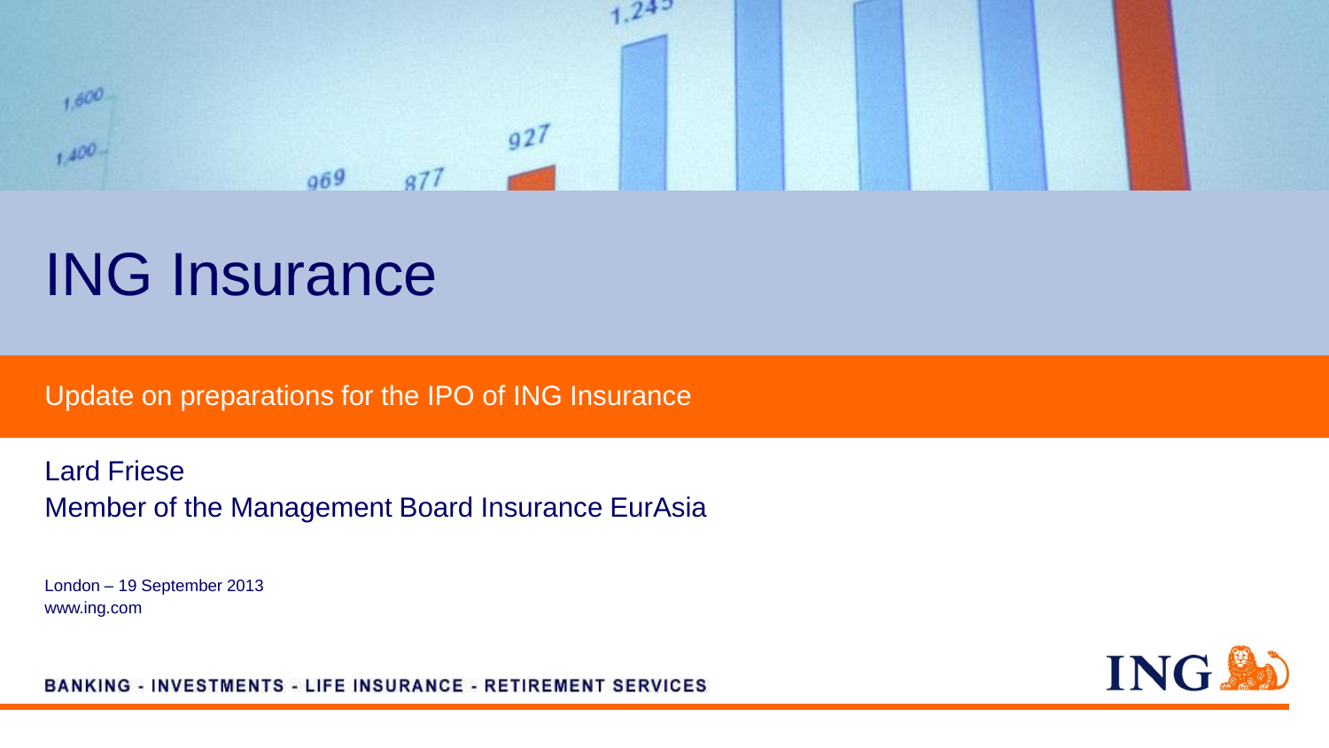# ING Insurance

## Update on preparations for the IPO of ING Insurance

Lard Friese
Member of the Management Board Insurance EurAsia

London – 19 September 2013
www.ing.com

BANKING - INVESTMENTS - LIFE INSURANCE - RETIREMENT SERVICES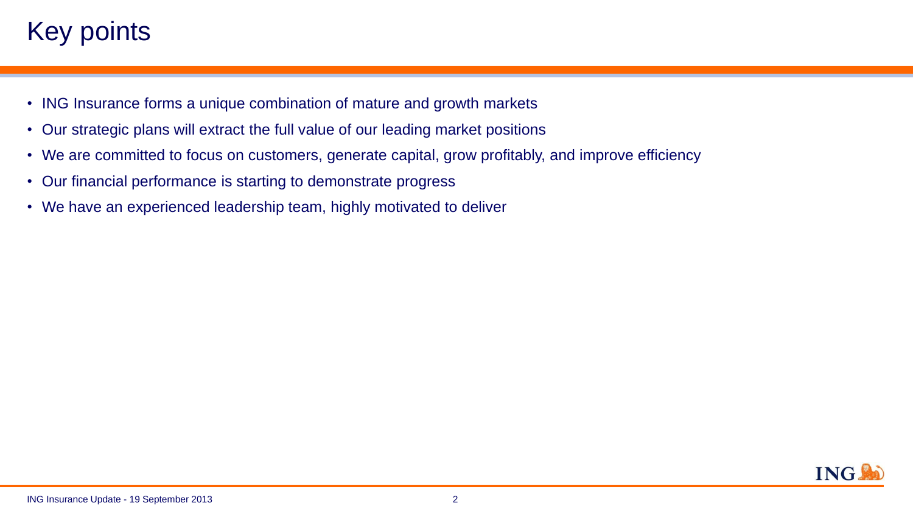# Key points

- ING Insurance forms a unique combination of mature and growth markets
- Our strategic plans will extract the full value of our leading market positions
- We are committed to focus on customers, generate capital, grow profitably, and improve efficiency
- Our financial performance is starting to demonstrate progress
- We have an experienced leadership team, highly motivated to deliver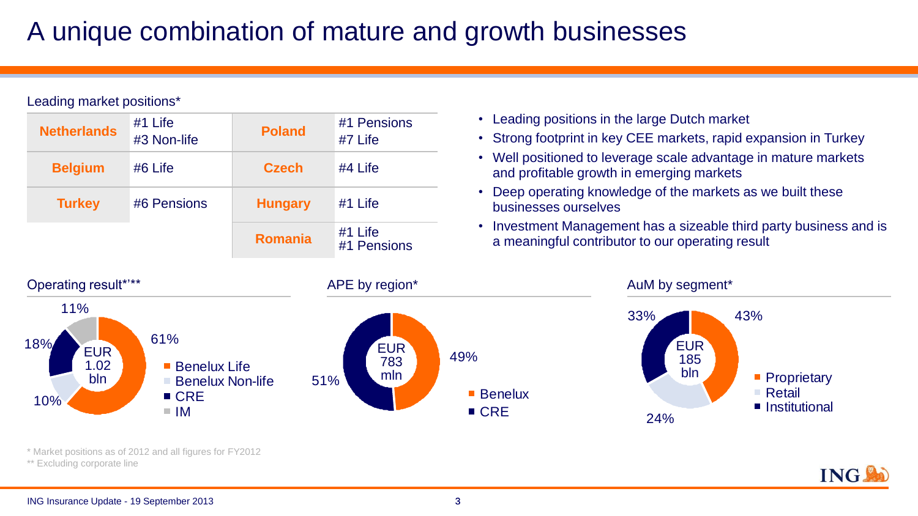# A unique combination of mature and growth businesses

Leading market positions*

| | | | |
|---|---|---|---|
| **Netherlands** | #1 Life<br>#3 Non-life | **Poland** | #1 Pensions<br>#7 Life |
| **Belgium** | #6 Life | **Czech** | #4 Life |
| **Turkey** | #6 Pensions | **Hungary** | #1 Life |
| | | **Romania** | #1 Life<br>#1 Pensions |

- Leading positions in the large Dutch market
- Strong footprint in key CEE markets, rapid expansion in Turkey
- Well positioned to leverage scale advantage in mature markets and profitable growth in emerging markets
- Deep operating knowledge of the markets as we built these businesses ourselves
- Investment Management has a sizeable third party business and is a meaningful contributor to our operating result

Operating result*'**

EUR 1.02 bln

- Benelux Life: 61%
- Benelux Non-life: 10%
- CRE: 18%
- IM: 11%

APE by region*

EUR 783 mln

- Benelux: 49%
- CRE: 51%

AuM by segment*

EUR 185 bln

- Proprietary: 43%
- Retail: 24%
- Institutional: 33%

\* Market positions as of 2012 and all figures for FY2012
\** Excluding corporate line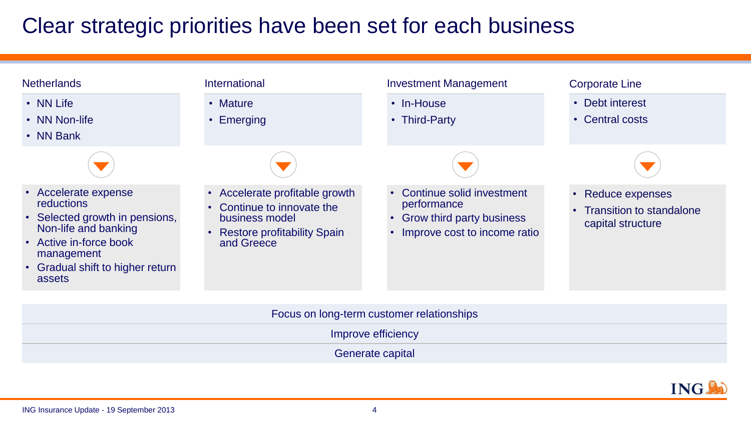# Clear strategic priorities have been set for each business

### Netherlands

- NN Life
- NN Non-life
- NN Bank

- Accelerate expense reductions
- Selected growth in pensions, Non-life and banking
- Active in-force book management
- Gradual shift to higher return assets

### International

- Mature
- Emerging

- Accelerate profitable growth
- Continue to innovate the business model
- Restore profitability Spain and Greece

### Investment Management

- In-House
- Third-Party

- Continue solid investment performance
- Grow third party business
- Improve cost to income ratio

### Corporate Line

- Debt interest
- Central costs

- Reduce expenses
- Transition to standalone capital structure

---

Focus on long-term customer relationships

Improve efficiency

Generate capital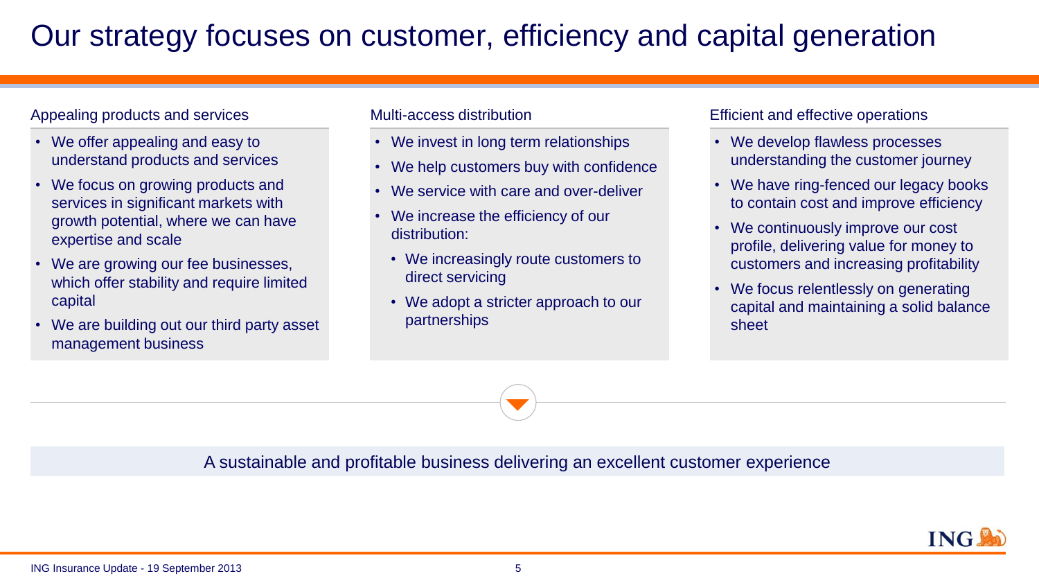# Our strategy focuses on customer, efficiency and capital generation

## Appealing products and services

- We offer appealing and easy to understand products and services
- We focus on growing products and services in significant markets with growth potential, where we can have expertise and scale
- We are growing our fee businesses, which offer stability and require limited capital
- We are building out our third party asset management business

## Multi-access distribution

- We invest in long term relationships
- We help customers buy with confidence
- We service with care and over-deliver
- We increase the efficiency of our distribution:
  - We increasingly route customers to direct servicing
  - We adopt a stricter approach to our partnerships

## Efficient and effective operations

- We develop flawless processes understanding the customer journey
- We have ring-fenced our legacy books to contain cost and improve efficiency
- We continuously improve our cost profile, delivering value for money to customers and increasing profitability
- We focus relentlessly on generating capital and maintaining a solid balance sheet

A sustainable and profitable business delivering an excellent customer experience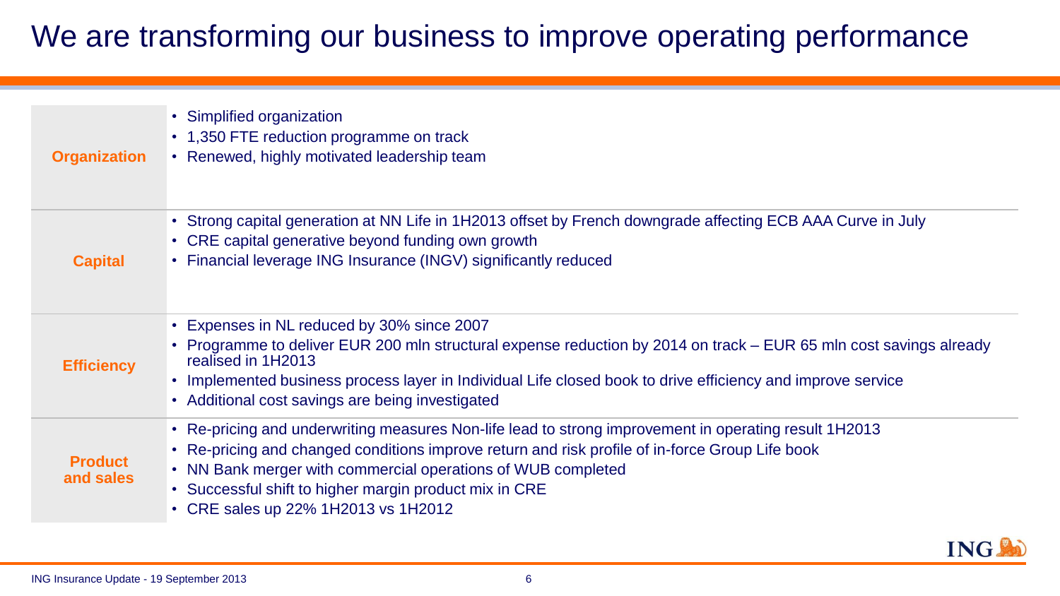# We are transforming our business to improve operating performance

| | |
|---|---|
| **Organization** | • Simplified organization<br>• 1,350 FTE reduction programme on track<br>• Renewed, highly motivated leadership team |
| **Capital** | • Strong capital generation at NN Life in 1H2013 offset by French downgrade affecting ECB AAA Curve in July<br>• CRE capital generative beyond funding own growth<br>• Financial leverage ING Insurance (INGV) significantly reduced |
| **Efficiency** | • Expenses in NL reduced by 30% since 2007<br>• Programme to deliver EUR 200 mln structural expense reduction by 2014 on track – EUR 65 mln cost savings already realised in 1H2013<br>• Implemented business process layer in Individual Life closed book to drive efficiency and improve service<br>• Additional cost savings are being investigated |
| **Product and sales** | • Re-pricing and underwriting measures Non-life lead to strong improvement in operating result 1H2013<br>• Re-pricing and changed conditions improve return and risk profile of in-force Group Life book<br>• NN Bank merger with commercial operations of WUB completed<br>• Successful shift to higher margin product mix in CRE<br>• CRE sales up 22% 1H2013 vs 1H2012 |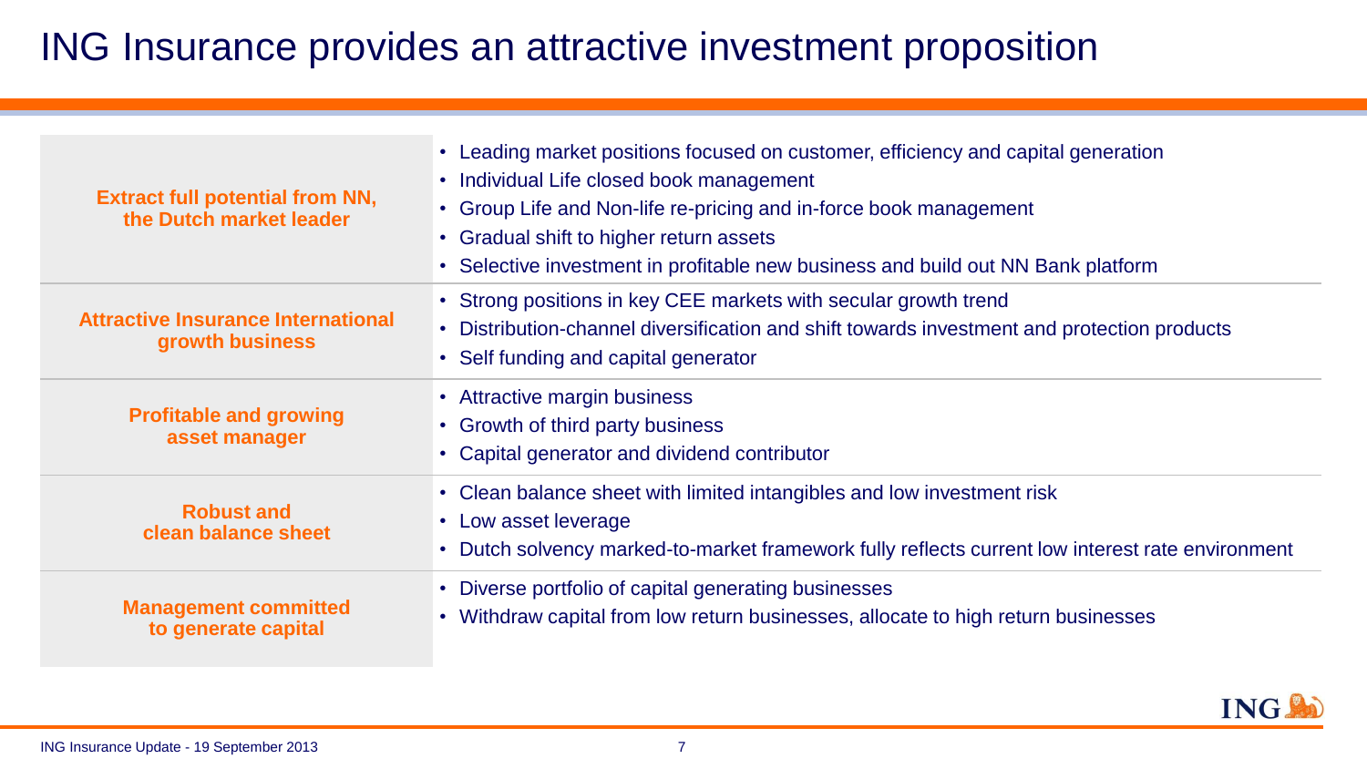# ING Insurance provides an attractive investment proposition

| | |
|---|---|
| **Extract full potential from NN, the Dutch market leader** | • Leading market positions focused on customer, efficiency and capital generation<br>• Individual Life closed book management<br>• Group Life and Non-life re-pricing and in-force book management<br>• Gradual shift to higher return assets<br>• Selective investment in profitable new business and build out NN Bank platform |
| **Attractive Insurance International growth business** | • Strong positions in key CEE markets with secular growth trend<br>• Distribution-channel diversification and shift towards investment and protection products<br>• Self funding and capital generator |
| **Profitable and growing asset manager** | • Attractive margin business<br>• Growth of third party business<br>• Capital generator and dividend contributor |
| **Robust and clean balance sheet** | • Clean balance sheet with limited intangibles and low investment risk<br>• Low asset leverage<br>• Dutch solvency marked-to-market framework fully reflects current low interest rate environment |
| **Management committed to generate capital** | • Diverse portfolio of capital generating businesses<br>• Withdraw capital from low return businesses, allocate to high return businesses |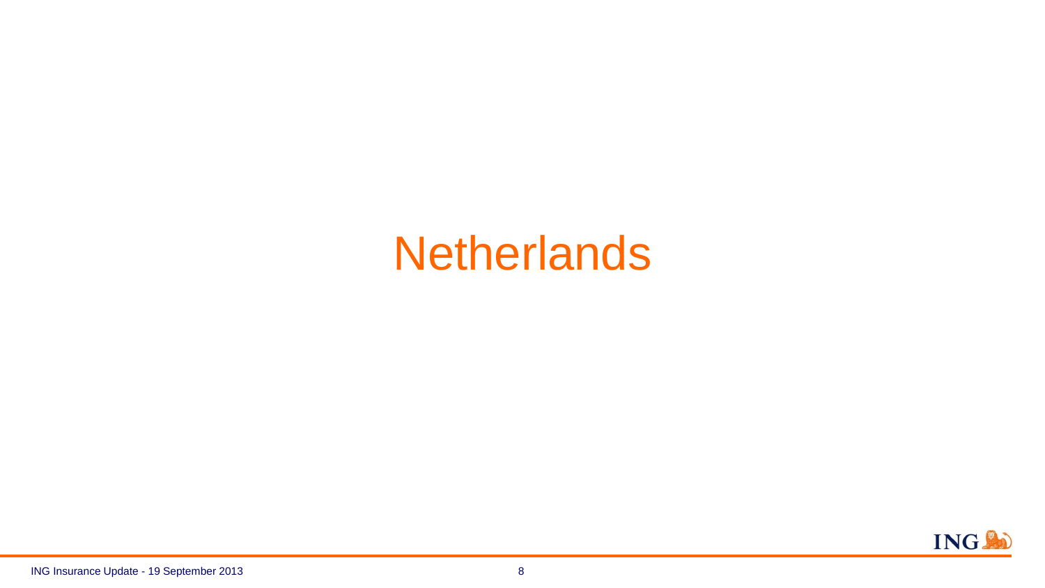# Netherlands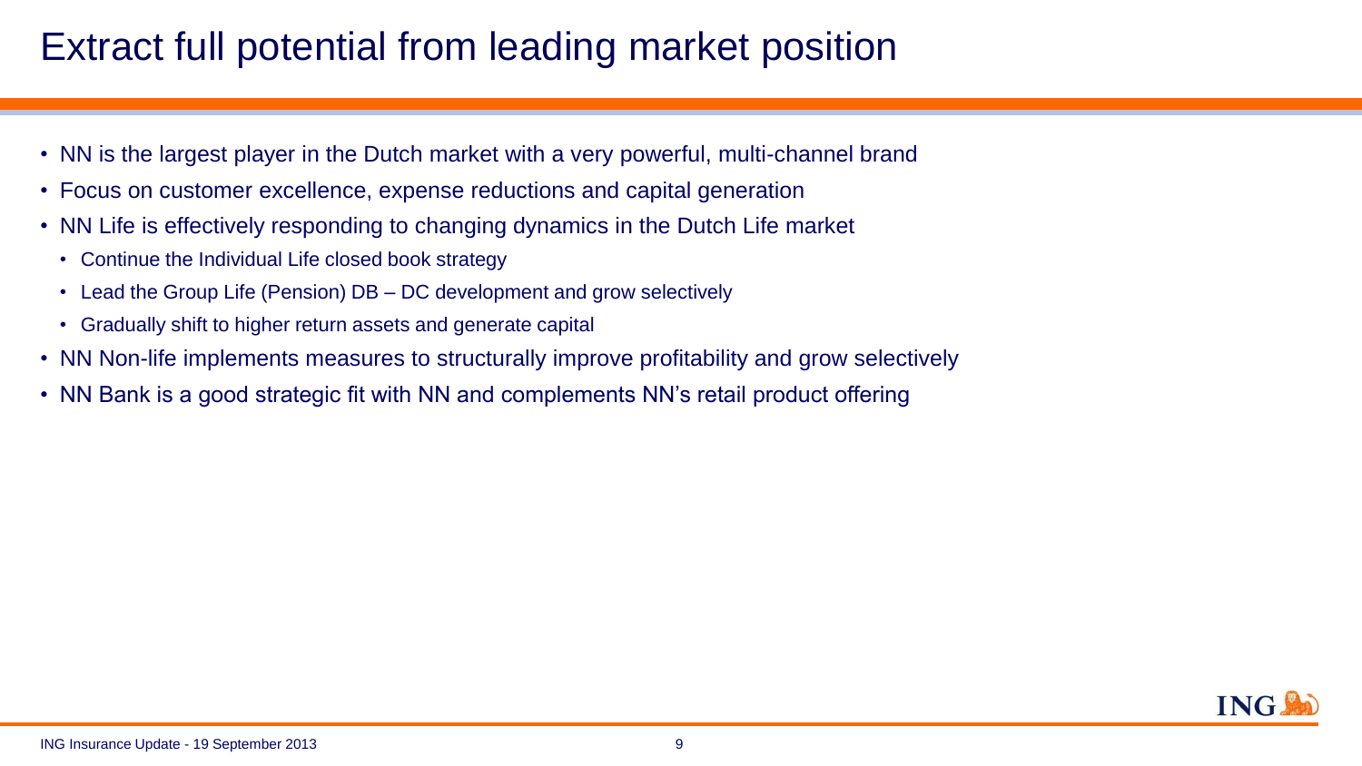# Extract full potential from leading market position

- NN is the largest player in the Dutch market with a very powerful, multi-channel brand
- Focus on customer excellence, expense reductions and capital generation
- NN Life is effectively responding to changing dynamics in the Dutch Life market
  - Continue the Individual Life closed book strategy
  - Lead the Group Life (Pension) DB – DC development and grow selectively
  - Gradually shift to higher return assets and generate capital
- NN Non-life implements measures to structurally improve profitability and grow selectively
- NN Bank is a good strategic fit with NN and complements NN's retail product offering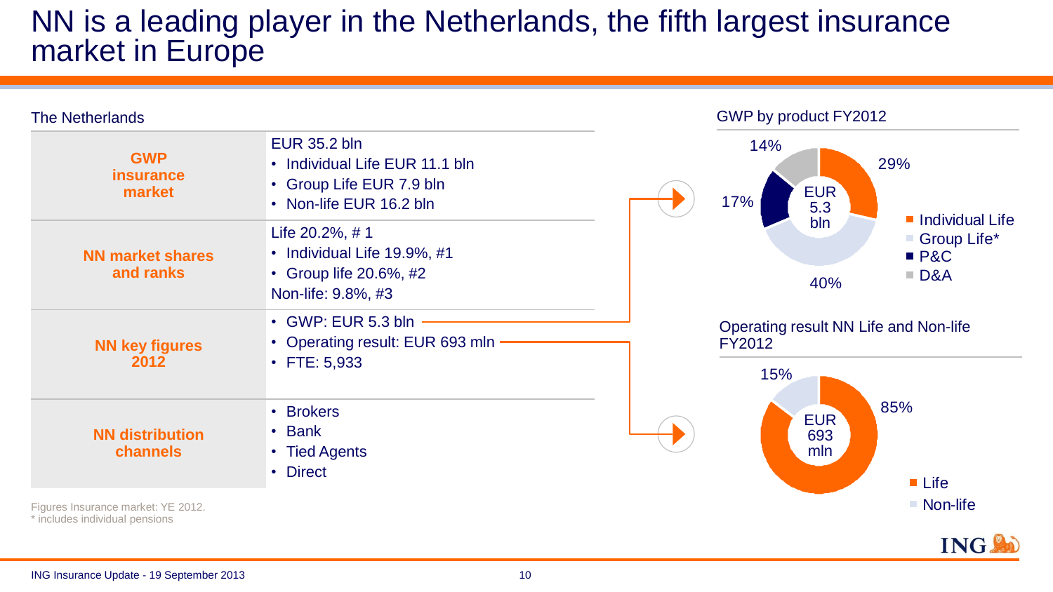# NN is a leading player in the Netherlands, the fifth largest insurance market in Europe

## The Netherlands

| | |
|---|---|
| **GWP insurance market** | EUR 35.2 bln<br>• Individual Life EUR 11.1 bln<br>• Group Life EUR 7.9 bln<br>• Non-life EUR 16.2 bln |
| **NN market shares and ranks** | Life 20.2%, # 1<br>• Individual Life 19.9%, #1<br>• Group life 20.6%, #2<br>Non-life: 9.8%, #3 |
| **NN key figures 2012** | • GWP: EUR 5.3 bln<br>• Operating result: EUR 693 mln<br>• FTE: 5,933 |
| **NN distribution channels** | • Brokers<br>• Bank<br>• Tied Agents<br>• Direct |

Figures Insurance market: YE 2012.
* includes individual pensions

## GWP by product FY2012

EUR 5.3 bln

| Product | Share |
|---|---|
| Individual Life | 29% |
| Group Life* | 40% |
| P&C | 17% |
| D&A | 14% |

## Operating result NN Life and Non-life FY2012

EUR 693 mln

| Segment | Share |
|---|---|
| Life | 85% |
| Non-life | 15% |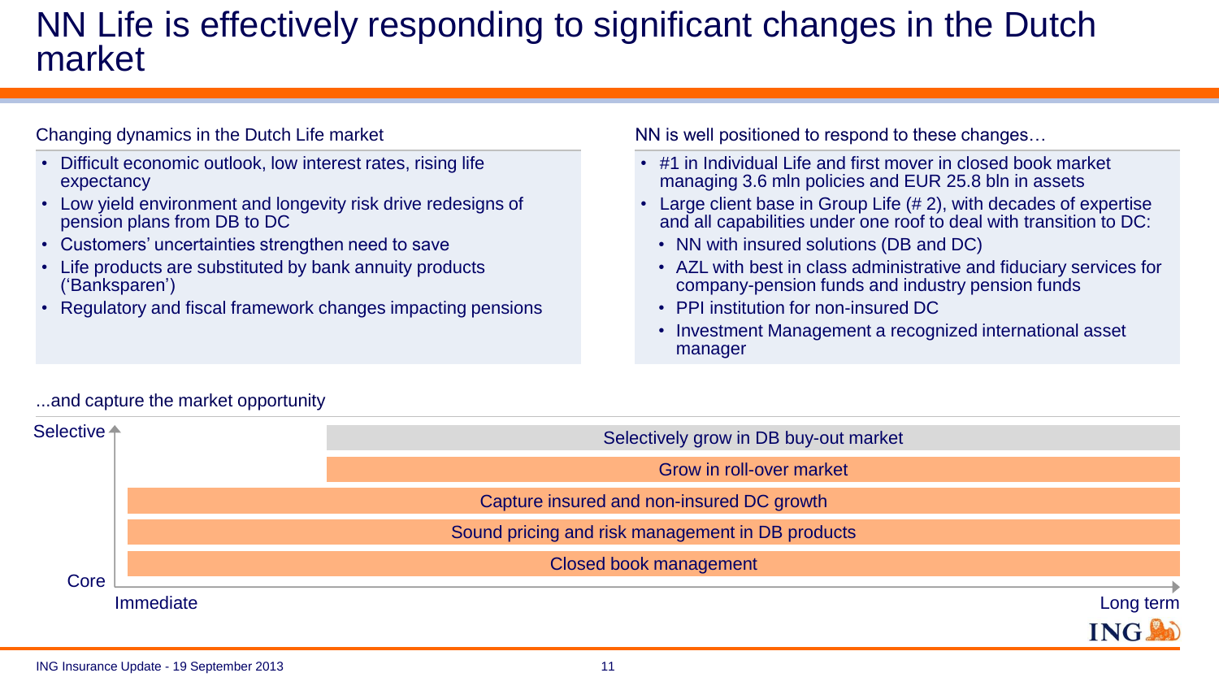# NN Life is effectively responding to significant changes in the Dutch market

## Changing dynamics in the Dutch Life market

- Difficult economic outlook, low interest rates, rising life expectancy
- Low yield environment and longevity risk drive redesigns of pension plans from DB to DC
- Customers' uncertainties strengthen need to save
- Life products are substituted by bank annuity products ('Banksparen')
- Regulatory and fiscal framework changes impacting pensions

## NN is well positioned to respond to these changes…

- #1 in Individual Life and first mover in closed book market managing 3.6 mln policies and EUR 25.8 bln in assets
- Large client base in Group Life (# 2), with decades of expertise and all capabilities under one roof to deal with transition to DC:
  - NN with insured solutions (DB and DC)
  - AZL with best in class administrative and fiduciary services for company-pension funds and industry pension funds
  - PPI institution for non-insured DC
  - Investment Management a recognized international asset manager

## ...and capture the market opportunity

(Vertical axis: Core → Selective; horizontal axis: Immediate → Long term)

- Selectively grow in DB buy-out market
- Grow in roll-over market
- Capture insured and non-insured DC growth
- Sound pricing and risk management in DB products
- Closed book management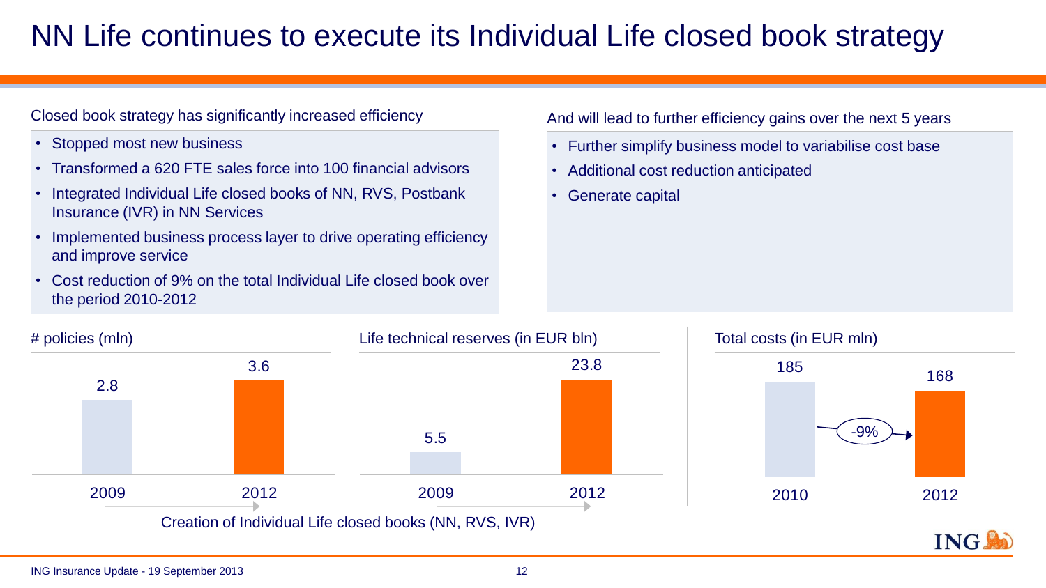# NN Life continues to execute its Individual Life closed book strategy

Closed book strategy has significantly increased efficiency

- Stopped most new business
- Transformed a 620 FTE sales force into 100 financial advisors
- Integrated Individual Life closed books of NN, RVS, Postbank Insurance (IVR) in NN Services
- Implemented business process layer to drive operating efficiency and improve service
- Cost reduction of 9% on the total Individual Life closed book over the period 2010-2012

And will lead to further efficiency gains over the next 5 years

- Further simplify business model to variabilise cost base
- Additional cost reduction anticipated
- Generate capital

# policies (mln)

| 2009 | 2012 |
|---|---|
| 2.8 | 3.6 |

Life technical reserves (in EUR bln)

| 2009 | 2012 |
|---|---|
| 5.5 | 23.8 |

Creation of Individual Life closed books (NN, RVS, IVR)

Total costs (in EUR mln)

| 2010 | 2012 |
|---|---|
| 185 | 168 |

-9%

ING Insurance Update - 19 September 2013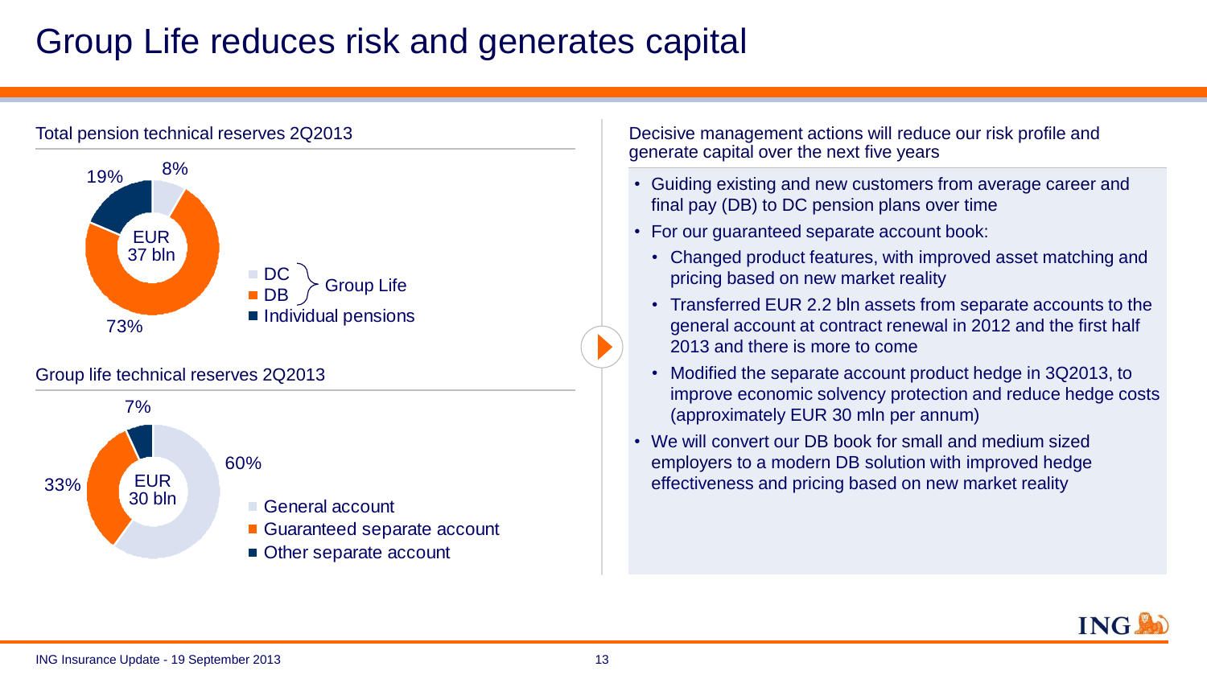# Group Life reduces risk and generates capital

Total pension technical reserves 2Q2013

EUR 37 bln

| Segment | Share |
| --- | --- |
| DC (Group Life) | 8% |
| DB (Group Life) | 73% |
| Individual pensions | 19% |

Group life technical reserves 2Q2013

EUR 30 bln

| Segment | Share |
| --- | --- |
| General account | 60% |
| Guaranteed separate account | 33% |
| Other separate account | 7% |

Decisive management actions will reduce our risk profile and generate capital over the next five years

- Guiding existing and new customers from average career and final pay (DB) to DC pension plans over time
- For our guaranteed separate account book:
  - Changed product features, with improved asset matching and pricing based on new market reality
  - Transferred EUR 2.2 bln assets from separate accounts to the general account at contract renewal in 2012 and the first half 2013 and there is more to come
  - Modified the separate account product hedge in 3Q2013, to improve economic solvency protection and reduce hedge costs (approximately EUR 30 mln per annum)
- We will convert our DB book for small and medium sized employers to a modern DB solution with improved hedge effectiveness and pricing based on new market reality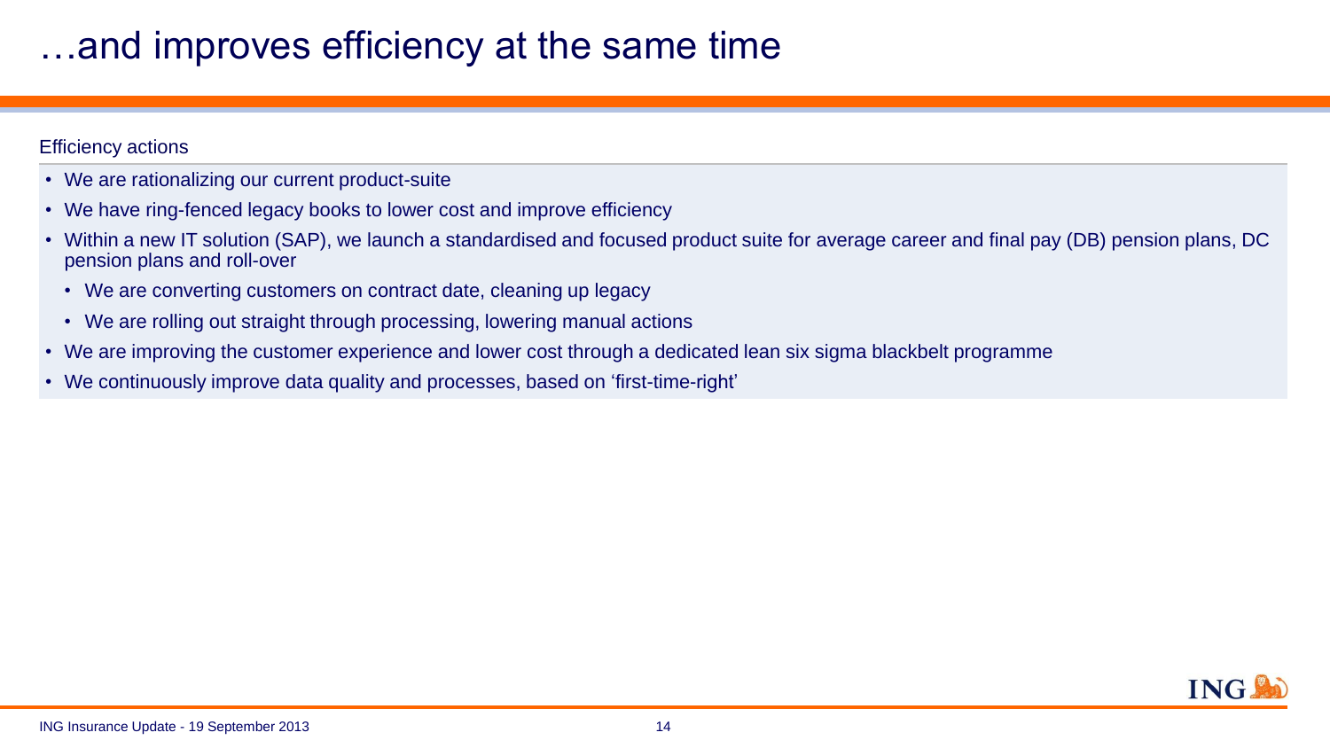# …and improves efficiency at the same time

## Efficiency actions

- We are rationalizing our current product-suite
- We have ring-fenced legacy books to lower cost and improve efficiency
- Within a new IT solution (SAP), we launch a standardised and focused product suite for average career and final pay (DB) pension plans, DC pension plans and roll-over
  - We are converting customers on contract date, cleaning up legacy
  - We are rolling out straight through processing, lowering manual actions
- We are improving the customer experience and lower cost through a dedicated lean six sigma blackbelt programme
- We continuously improve data quality and processes, based on ‘first-time-right’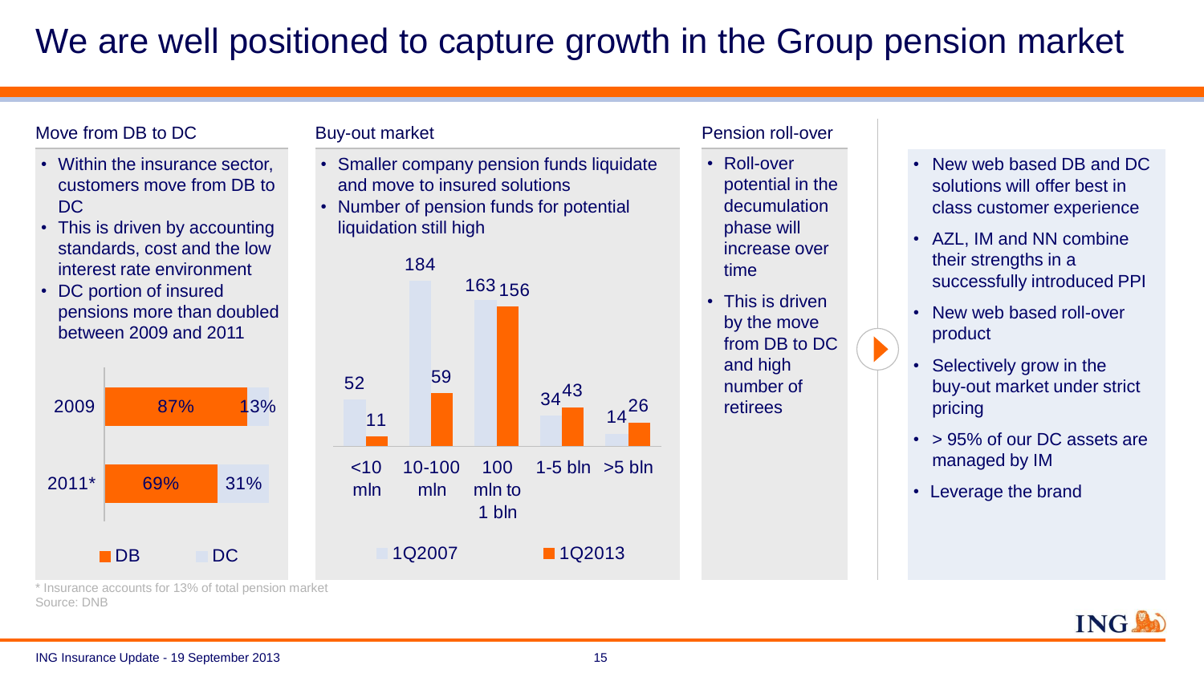# We are well positioned to capture growth in the Group pension market

## Move from DB to DC

- Within the insurance sector, customers move from DB to DC
- This is driven by accounting standards, cost and the low interest rate environment
- DC portion of insured pensions more than doubled between 2009 and 2011

| | DB | DC |
|---|---|---|
| 2009 | 87% | 13% |
| 2011* | 69% | 31% |

## Buy-out market

- Smaller company pension funds liquidate and move to insured solutions
- Number of pension funds for potential liquidation still high

| | 1Q2007 | 1Q2013 |
|---|---|---|
| <10 mln | 52 | 11 |
| 10-100 mln | 184 | 59 |
| 100 mln to 1 bln | 163 | 156 |
| 1-5 bln | 34 | 43 |
| >5 bln | 14 | 26 |

## Pension roll-over

- Roll-over potential in the decumulation phase will increase over time
- This is driven by the move from DB to DC and high number of retirees

---

- New web based DB and DC solutions will offer best in class customer experience
- AZL, IM and NN combine their strengths in a successfully introduced PPI
- New web based roll-over product
- Selectively grow in the buy-out market under strict pricing
- > 95% of our DC assets are managed by IM
- Leverage the brand

\* Insurance accounts for 13% of total pension market
Source: DNB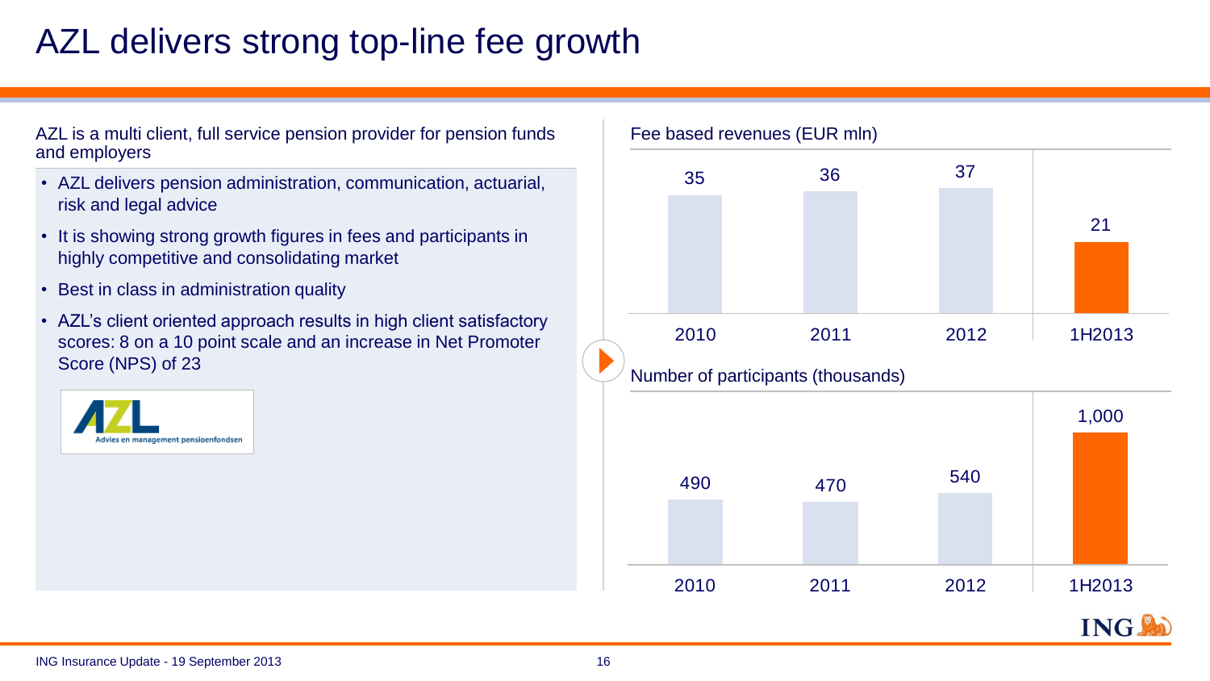# AZL delivers strong top-line fee growth

AZL is a multi client, full service pension provider for pension funds and employers

- AZL delivers pension administration, communication, actuarial, risk and legal advice
- It is showing strong growth figures in fees and participants in highly competitive and consolidating market
- Best in class in administration quality
- AZL's client oriented approach results in high client satisfactory scores: 8 on a 10 point scale and an increase in Net Promoter Score (NPS) of 23

AZL
Advies en management pensioenfondsen

Fee based revenues (EUR mln)

| 2010 | 2011 | 2012 | 1H2013 |
|---|---|---|---|
| 35 | 36 | 37 | 21 |

Number of participants (thousands)

| 2010 | 2011 | 2012 | 1H2013 |
|---|---|---|---|
| 490 | 470 | 540 | 1,000 |

ING Insurance Update - 19 September 2013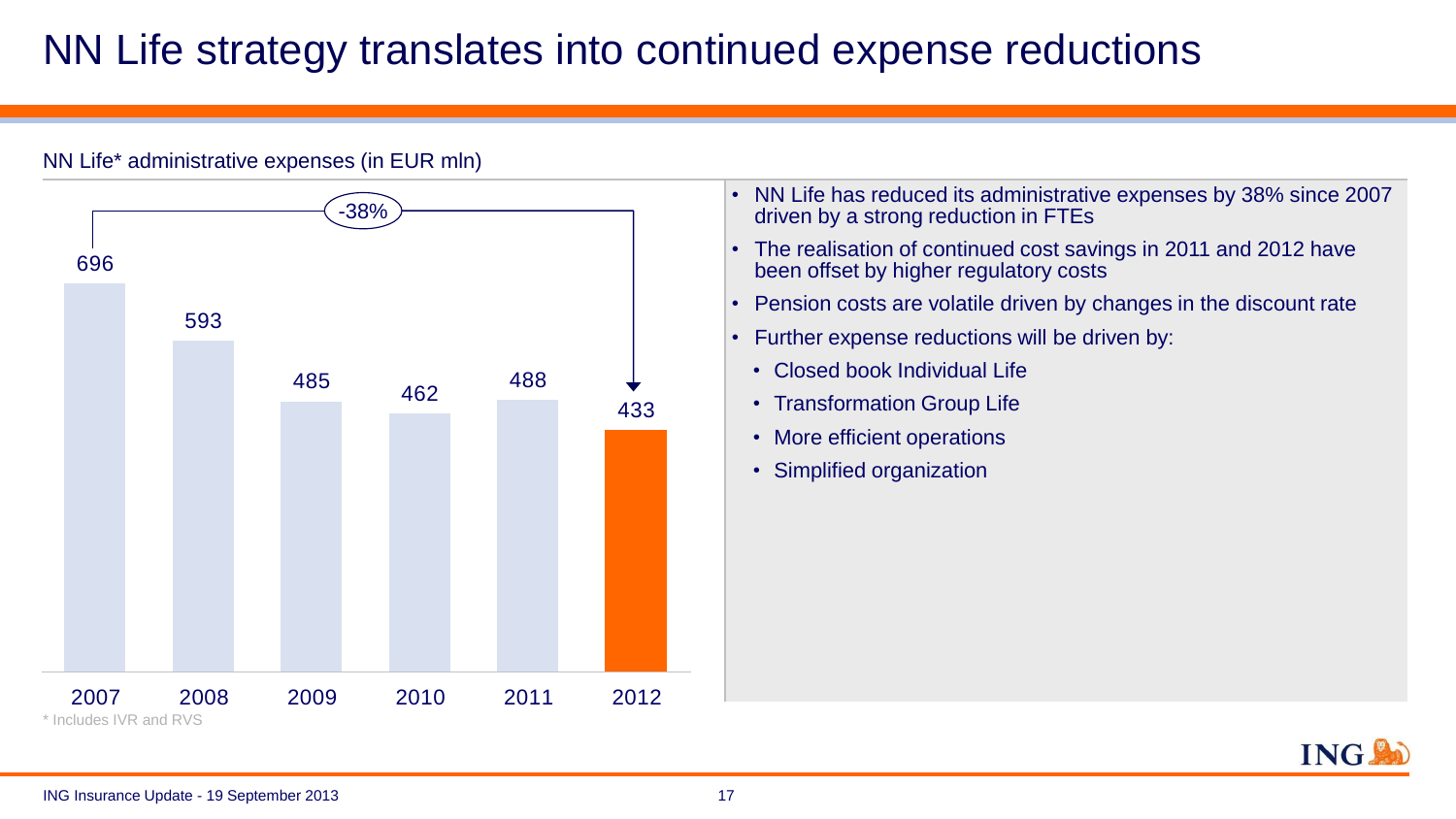# NN Life strategy translates into continued expense reductions

NN Life* administrative expenses (in EUR mln)

| 2007 | 2008 | 2009 | 2010 | 2011 | 2012 |
|---|---|---|---|---|---|
| 696 | 593 | 485 | 462 | 488 | 433 |

-38% (2007 to 2012)

\* Includes IVR and RVS

- NN Life has reduced its administrative expenses by 38% since 2007 driven by a strong reduction in FTEs
- The realisation of continued cost savings in 2011 and 2012 have been offset by higher regulatory costs
- Pension costs are volatile driven by changes in the discount rate
- Further expense reductions will be driven by:
  - Closed book Individual Life
  - Transformation Group Life
  - More efficient operations
  - Simplified organization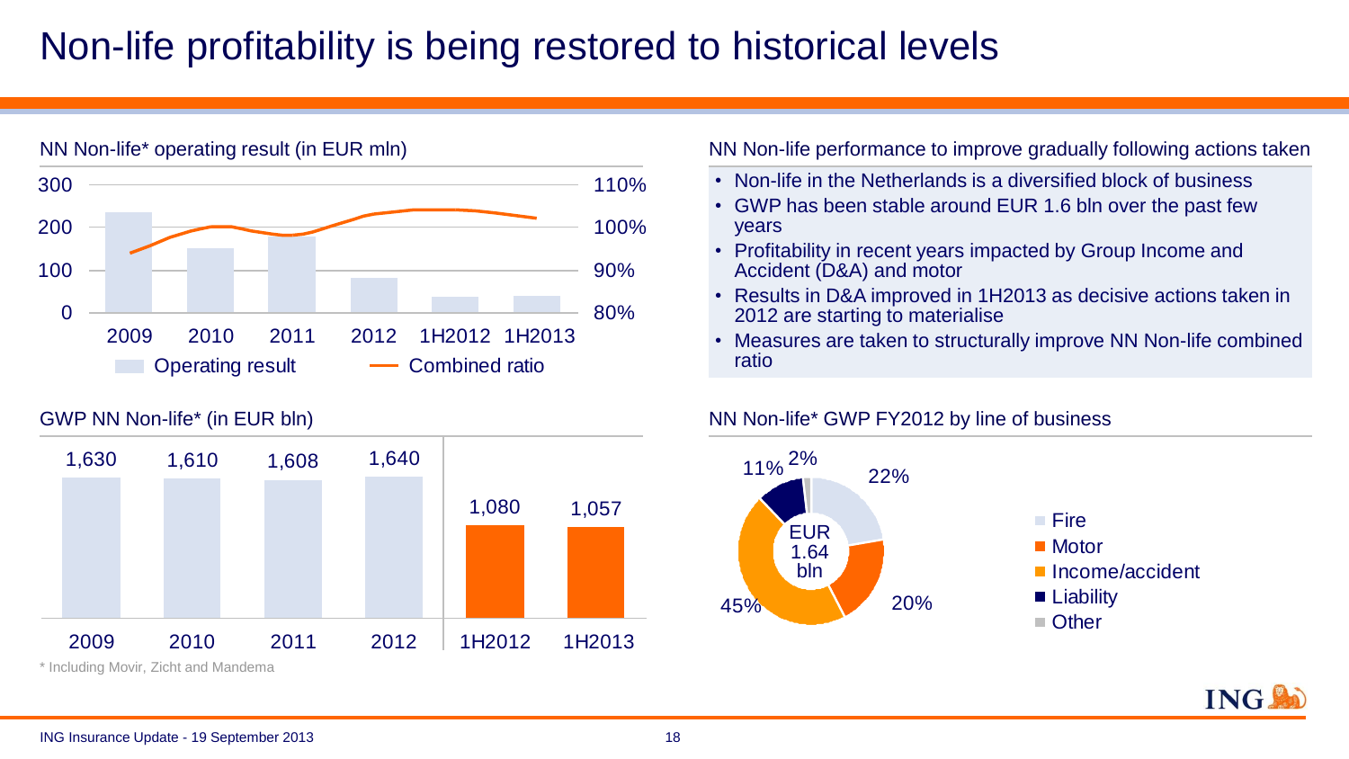# Non-life profitability is being restored to historical levels

## NN Non-life* operating result (in EUR mln)

| | 2009 | 2010 | 2011 | 2012 | 1H2012 | 1H2013 |
|---|---|---|---|---|---|---|

Legend: Operating result; Combined ratio

Left axis: 0, 100, 200, 300. Right axis: 80%, 90%, 100%, 110%.

## NN Non-life performance to improve gradually following actions taken

- Non-life in the Netherlands is a diversified block of business
- GWP has been stable around EUR 1.6 bln over the past few years
- Profitability in recent years impacted by Group Income and Accident (D&A) and motor
- Results in D&A improved in 1H2013 as decisive actions taken in 2012 are starting to materialise
- Measures are taken to structurally improve NN Non-life combined ratio

## GWP NN Non-life* (in EUR bln)

| 2009 | 2010 | 2011 | 2012 | 1H2012 | 1H2013 |
|---|---|---|---|---|---|
| 1,630 | 1,610 | 1,608 | 1,640 | 1,080 | 1,057 |

\* Including Movir, Zicht and Mandema

## NN Non-life* GWP FY2012 by line of business

EUR 1.64 bln

| Line of business | Share |
|---|---|
| Fire | 22% |
| Motor | 20% |
| Income/accident | 45% |
| Liability | 11% |
| Other | 2% |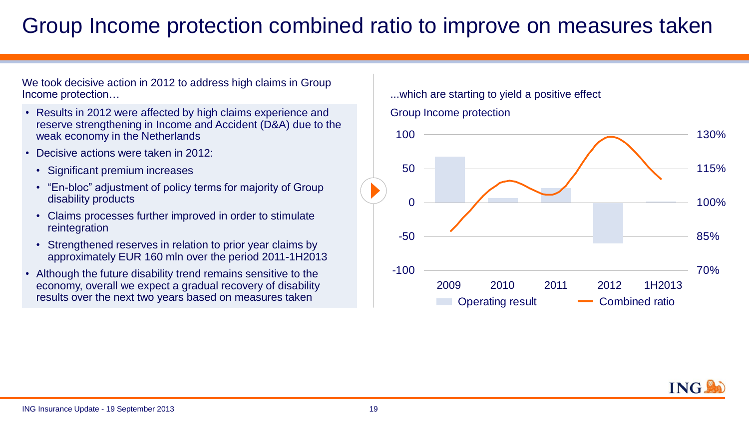# Group Income protection combined ratio to improve on measures taken

We took decisive action in 2012 to address high claims in Group Income protection…

- Results in 2012 were affected by high claims experience and reserve strengthening in Income and Accident (D&A) due to the weak economy in the Netherlands
- Decisive actions were taken in 2012:
  - Significant premium increases
  - "En-bloc" adjustment of policy terms for majority of Group disability products
  - Claims processes further improved in order to stimulate reintegration
  - Strengthened reserves in relation to prior year claims by approximately EUR 160 mln over the period 2011-1H2013
- Although the future disability trend remains sensitive to the economy, overall we expect a gradual recovery of disability results over the next two years based on measures taken

...which are starting to yield a positive effect

Group Income protection

Left axis: 100, 50, 0, -50, -100 | Right axis: 130%, 115%, 100%, 85%, 70%

2009 | 2010 | 2011 | 2012 | 1H2013

Operating result | Combined ratio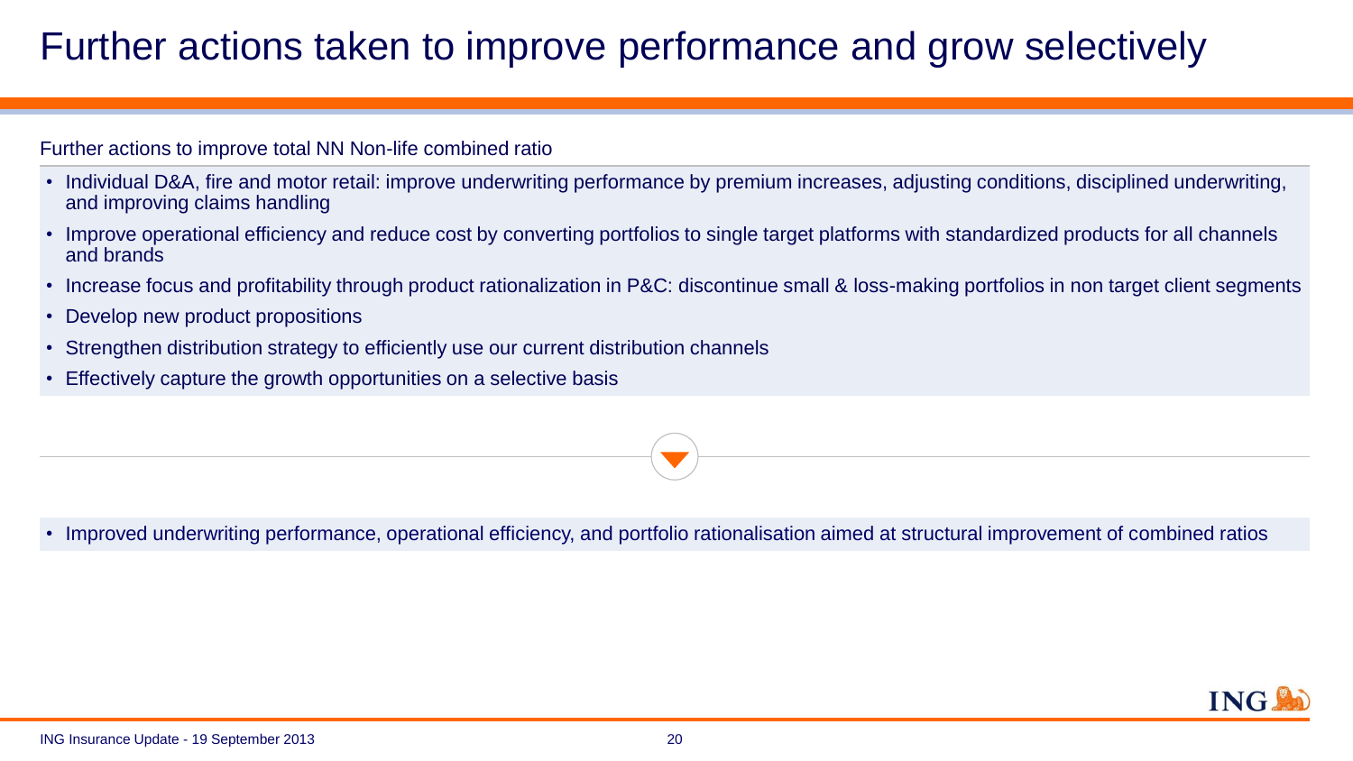# Further actions taken to improve performance and grow selectively

Further actions to improve total NN Non-life combined ratio

- Individual D&A, fire and motor retail: improve underwriting performance by premium increases, adjusting conditions, disciplined underwriting, and improving claims handling
- Improve operational efficiency and reduce cost by converting portfolios to single target platforms with standardized products for all channels and brands
- Increase focus and profitability through product rationalization in P&C: discontinue small & loss-making portfolios in non target client segments
- Develop new product propositions
- Strengthen distribution strategy to efficiently use our current distribution channels
- Effectively capture the growth opportunities on a selective basis

- Improved underwriting performance, operational efficiency, and portfolio rationalisation aimed at structural improvement of combined ratios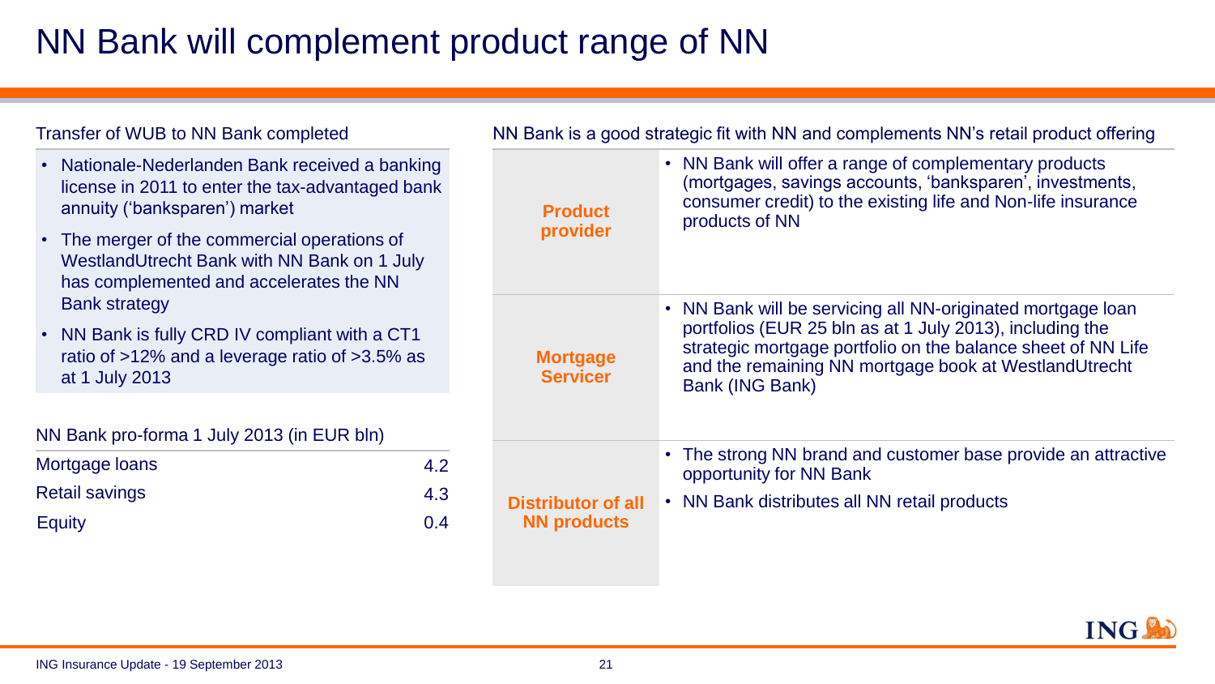# NN Bank will complement product range of NN

## Transfer of WUB to NN Bank completed

- Nationale-Nederlanden Bank received a banking license in 2011 to enter the tax-advantaged bank annuity ('banksparen') market
- The merger of the commercial operations of WestlandUtrecht Bank with NN Bank on 1 July has complemented and accelerates the NN Bank strategy
- NN Bank is fully CRD IV compliant with a CT1 ratio of >12% and a leverage ratio of >3.5% as at 1 July 2013

## NN Bank pro-forma 1 July 2013 (in EUR bln)

| | |
|---|---|
| Mortgage loans | 4.2 |
| Retail savings | 4.3 |
| Equity | 0.4 |

## NN Bank is a good strategic fit with NN and complements NN's retail product offering

| | |
|---|---|
| **Product provider** | • NN Bank will offer a range of complementary products (mortgages, savings accounts, 'banksparen', investments, consumer credit) to the existing life and Non-life insurance products of NN |
| **Mortgage Servicer** | • NN Bank will be servicing all NN-originated mortgage loan portfolios (EUR 25 bln as at 1 July 2013), including the strategic mortgage portfolio on the balance sheet of NN Life and the remaining NN mortgage book at WestlandUtrecht Bank (ING Bank) |
| **Distributor of all NN products** | • The strong NN brand and customer base provide an attractive opportunity for NN Bank<br>• NN Bank distributes all NN retail products |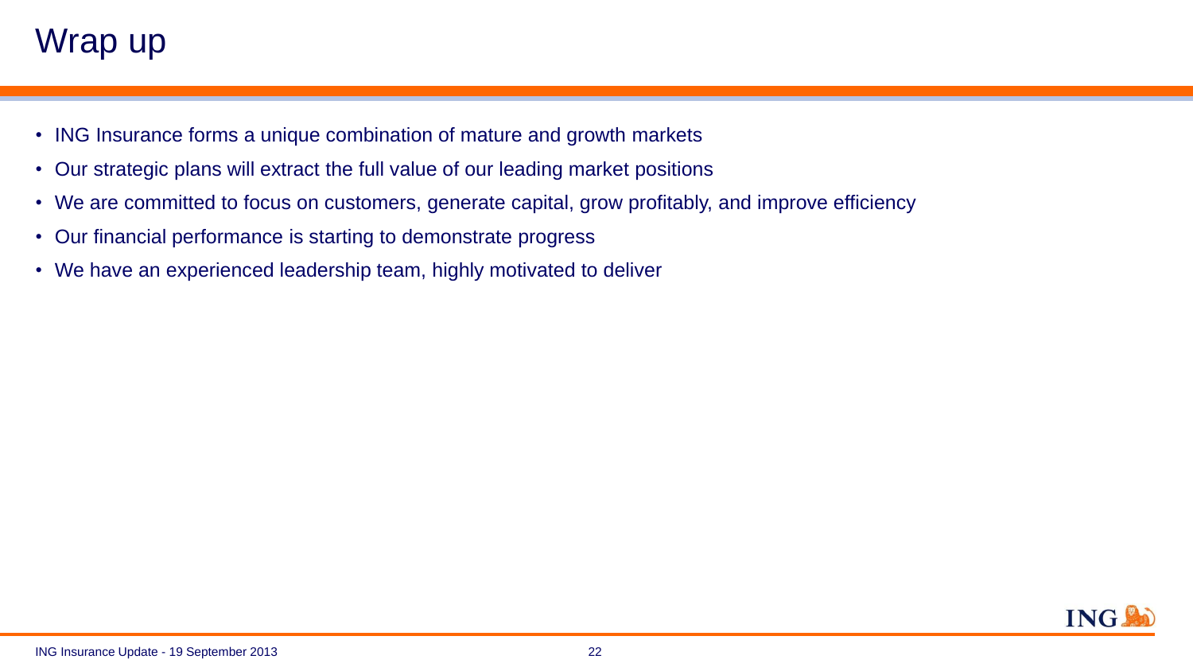# Wrap up

- ING Insurance forms a unique combination of mature and growth markets
- Our strategic plans will extract the full value of our leading market positions
- We are committed to focus on customers, generate capital, grow profitably, and improve efficiency
- Our financial performance is starting to demonstrate progress
- We have an experienced leadership team, highly motivated to deliver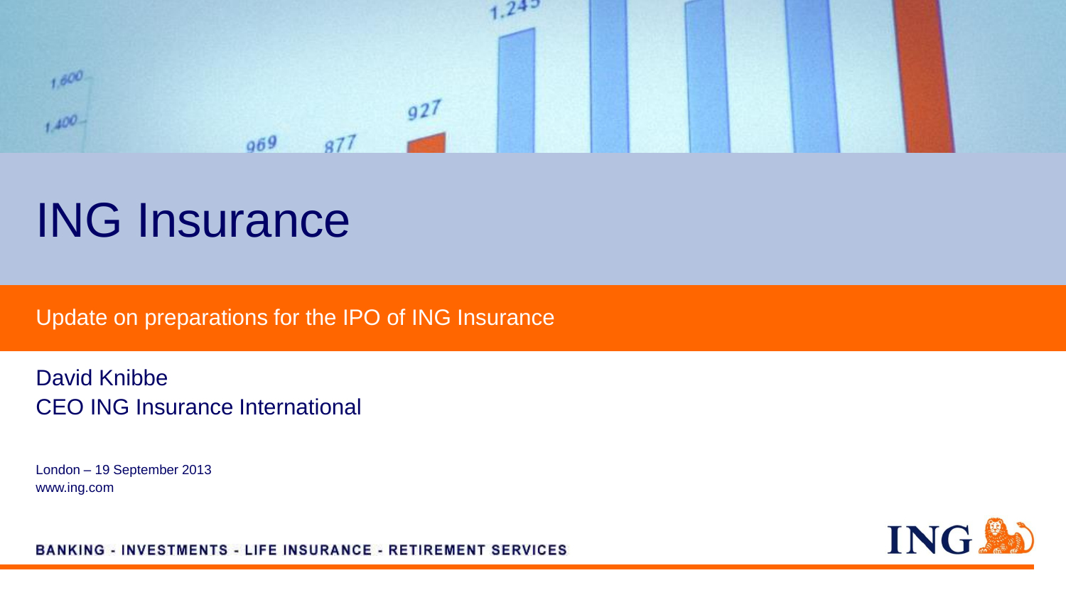# ING Insurance

Update on preparations for the IPO of ING Insurance

David Knibbe
CEO ING Insurance International

London – 19 September 2013
www.ing.com

BANKING - INVESTMENTS - LIFE INSURANCE - RETIREMENT SERVICES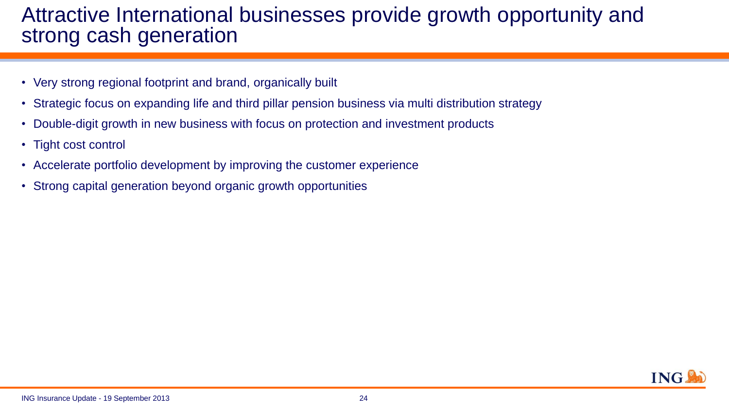# Attractive International businesses provide growth opportunity and strong cash generation

- Very strong regional footprint and brand, organically built
- Strategic focus on expanding life and third pillar pension business via multi distribution strategy
- Double-digit growth in new business with focus on protection and investment products
- Tight cost control
- Accelerate portfolio development by improving the customer experience
- Strong capital generation beyond organic growth opportunities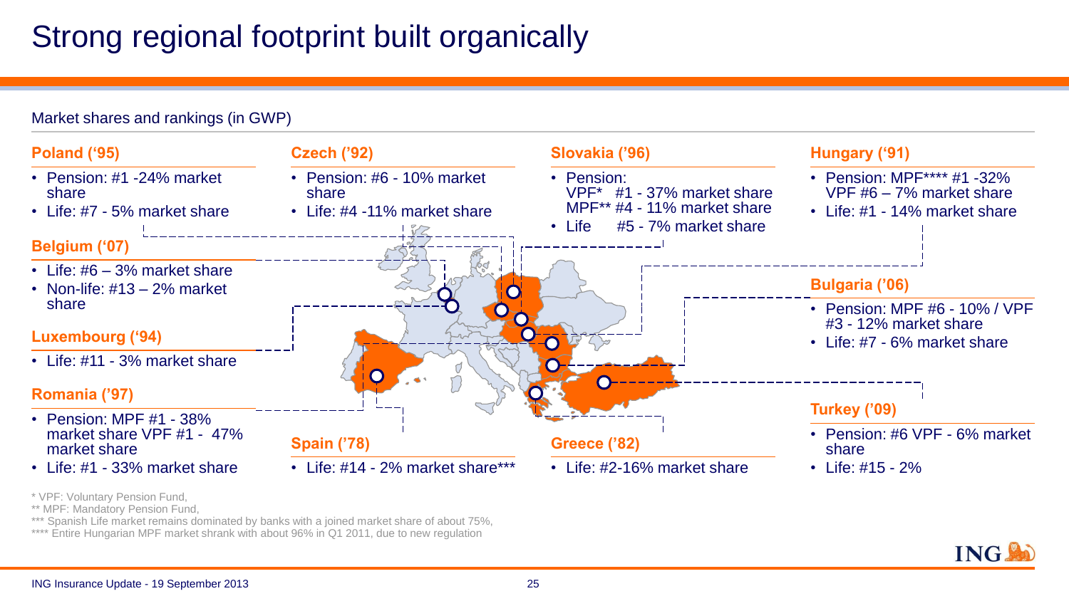# Strong regional footprint built organically

Market shares and rankings (in GWP)

### Poland ('95)

- Pension: #1 -24% market share
- Life: #7 - 5% market share

### Czech ('92)

- Pension: #6 - 10% market share
- Life: #4 -11% market share

### Slovakia ('96)

- Pension:
  VPF* #1 - 37% market share
  MPF** #4 - 11% market share
- Life #5 - 7% market share

### Hungary ('91)

- Pension: MPF**** #1 -32%
  VPF #6 – 7% market share
- Life: #1 - 14% market share

### Belgium ('07)

- Life: #6 – 3% market share
- Non-life: #13 – 2% market share

### Luxembourg ('94)

- Life: #11 - 3% market share

### Romania ('97)

- Pension: MPF #1 - 38% market share VPF #1 - 47% market share
- Life: #1 - 33% market share

### Spain ('78)

- Life: #14 - 2% market share***

### Greece ('82)

- Life: #2-16% market share

### Bulgaria ('06)

- Pension: MPF #6 - 10% / VPF #3 - 12% market share
- Life: #7 - 6% market share

### Turkey ('09)

- Pension: #6 VPF - 6% market share
- Life: #15 - 2%

\* VPF: Voluntary Pension Fund,
** MPF: Mandatory Pension Fund,
*** Spanish Life market remains dominated by banks with a joined market share of about 75%,
**** Entire Hungarian MPF market shrank with about 96% in Q1 2011, due to new regulation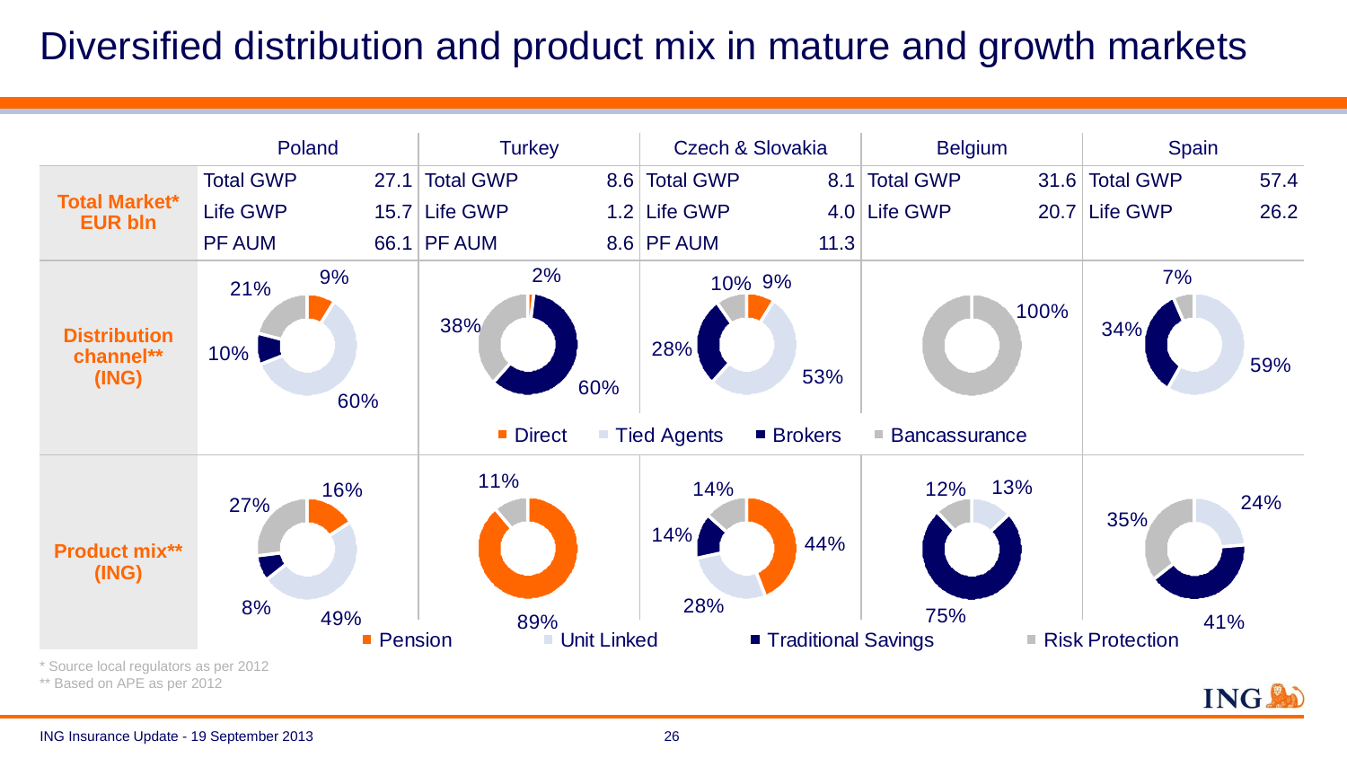# Diversified distribution and product mix in mature and growth markets

| | Poland | | Turkey | | Czech & Slovakia | | Belgium | | Spain | |
|---|---|---|---|---|---|---|---|---|---|---|
| **Total Market* EUR bln** | Total GWP | 27.1 | Total GWP | 8.6 | Total GWP | 8.1 | Total GWP | 31.6 | Total GWP | 57.4 |
| | Life GWP | 15.7 | Life GWP | 1.2 | Life GWP | 4.0 | Life GWP | 20.7 | Life GWP | 26.2 |
| | PF AUM | 66.1 | PF AUM | 8.6 | PF AUM | 11.3 | | | | |

**Distribution channel** (ING)**

| | Poland | Turkey | Czech & Slovakia | Belgium | Spain |
|---|---|---|---|---|---|
| Direct | 9% | 2% | 9% | | |
| Tied Agents | 60% | | 53% | | 59% |
| Brokers | 10% | 60% | 28% | | 34% |
| Bancassurance | 21% | 38% | 10% | 100% | 7% |

**Product mix** (ING)**

| | Poland | Turkey | Czech & Slovakia | Belgium | Spain |
|---|---|---|---|---|---|
| Pension | 16% | 89% | 44% | | |
| Unit Linked | 49% | | 28% | 13% | 24% |
| Traditional Savings | 8% | | 14% | 75% | 41% |
| Risk Protection | 27% | 11% | 14% | 12% | 35% |

\* Source local regulators as per 2012

** Based on APE as per 2012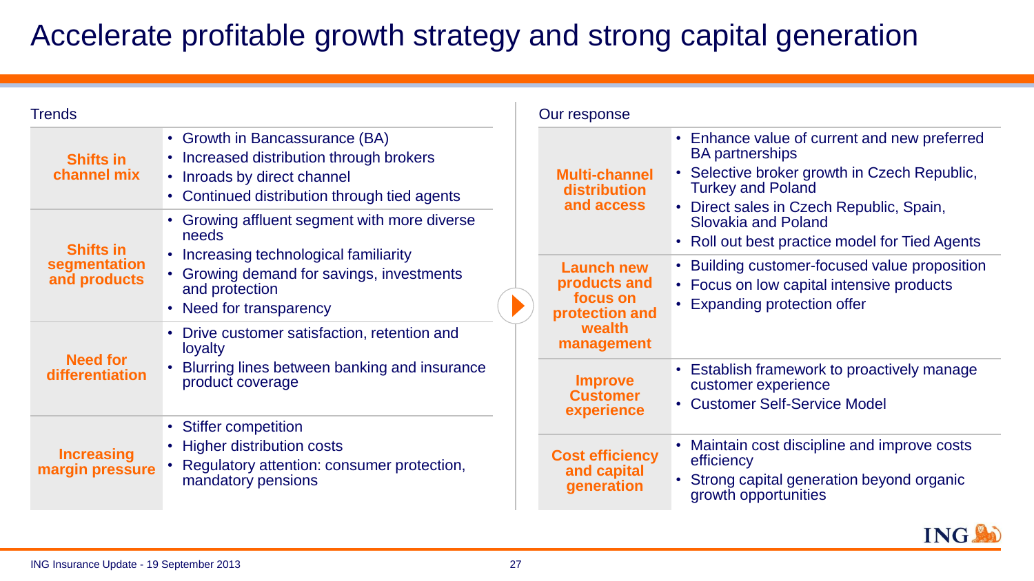# Accelerate profitable growth strategy and strong capital generation

## Trends

| | |
|---|---|
| **Shifts in channel mix** | • Growth in Bancassurance (BA)<br>• Increased distribution through brokers<br>• Inroads by direct channel<br>• Continued distribution through tied agents |
| **Shifts in segmentation and products** | • Growing affluent segment with more diverse needs<br>• Increasing technological familiarity<br>• Growing demand for savings, investments and protection<br>• Need for transparency |
| **Need for differentiation** | • Drive customer satisfaction, retention and loyalty<br>• Blurring lines between banking and insurance product coverage |
| **Increasing margin pressure** | • Stiffer competition<br>• Higher distribution costs<br>• Regulatory attention: consumer protection, mandatory pensions |

## Our response

| | |
|---|---|
| **Multi-channel distribution and access** | • Enhance value of current and new preferred BA partnerships<br>• Selective broker growth in Czech Republic, Turkey and Poland<br>• Direct sales in Czech Republic, Spain, Slovakia and Poland<br>• Roll out best practice model for Tied Agents |
| **Launch new products and focus on protection and wealth management** | • Building customer-focused value proposition<br>• Focus on low capital intensive products<br>• Expanding protection offer |
| **Improve Customer experience** | • Establish framework to proactively manage customer experience<br>• Customer Self-Service Model |
| **Cost efficiency and capital generation** | • Maintain cost discipline and improve costs efficiency<br>• Strong capital generation beyond organic growth opportunities |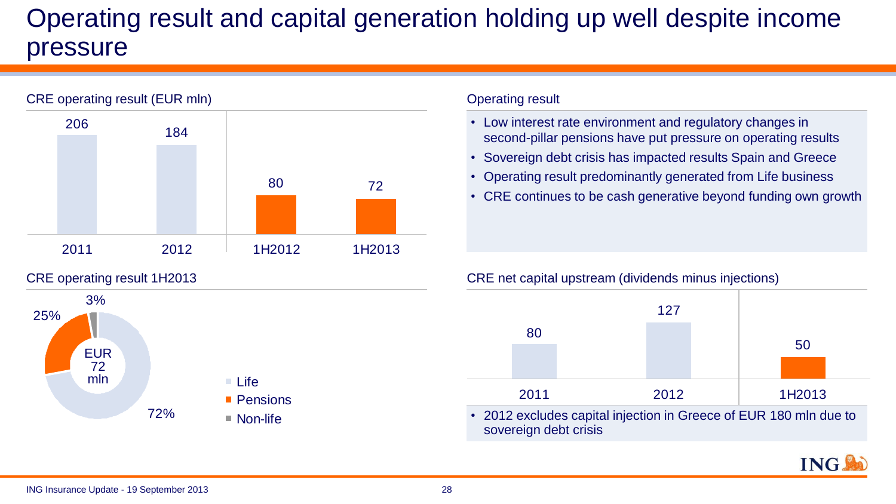# Operating result and capital generation holding up well despite income pressure

## CRE operating result (EUR mln)

| 2011 | 2012 | 1H2012 | 1H2013 |
| --- | --- | --- | --- |
| 206 | 184 | 80 | 72 |

## Operating result

- Low interest rate environment and regulatory changes in second-pillar pensions have put pressure on operating results
- Sovereign debt crisis has impacted results Spain and Greece
- Operating result predominantly generated from Life business
- CRE continues to be cash generative beyond funding own growth

## CRE operating result 1H2013

EUR 72 mln

| Segment | Share |
| --- | --- |
| Life | 72% |
| Pensions | 25% |
| Non-life | 3% |

## CRE net capital upstream (dividends minus injections)

| 2011 | 2012 | 1H2013 |
| --- | --- | --- |
| 80 | 127 | 50 |

- 2012 excludes capital injection in Greece of EUR 180 mln due to sovereign debt crisis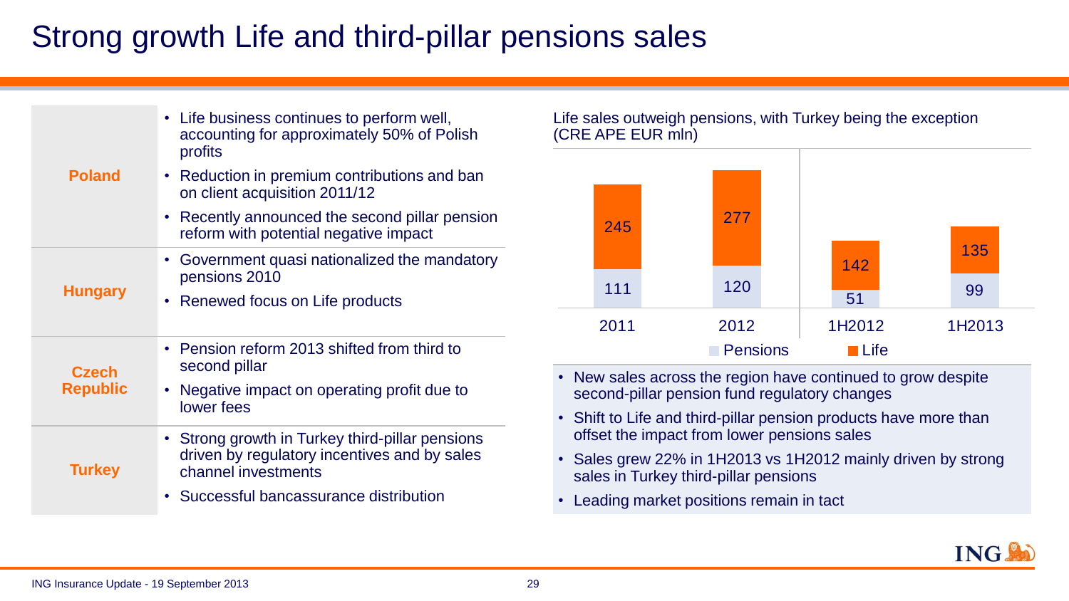# Strong growth Life and third-pillar pensions sales

| | |
|---|---|
| **Poland** | • Life business continues to perform well, accounting for approximately 50% of Polish profits<br>• Reduction in premium contributions and ban on client acquisition 2011/12<br>• Recently announced the second pillar pension reform with potential negative impact |
| **Hungary** | • Government quasi nationalized the mandatory pensions 2010<br>• Renewed focus on Life products |
| **Czech Republic** | • Pension reform 2013 shifted from third to second pillar<br>• Negative impact on operating profit due to lower fees |
| **Turkey** | • Strong growth in Turkey third-pillar pensions driven by regulatory incentives and by sales channel investments<br>• Successful bancassurance distribution |

Life sales outweigh pensions, with Turkey being the exception (CRE APE EUR mln)

| | 2011 | 2012 | 1H2012 | 1H2013 |
|---|---|---|---|---|
| Pensions | 111 | 120 | 51 | 99 |
| Life | 245 | 277 | 142 | 135 |

- New sales across the region have continued to grow despite second-pillar pension fund regulatory changes
- Shift to Life and third-pillar pension products have more than offset the impact from lower pensions sales
- Sales grew 22% in 1H2013 vs 1H2012 mainly driven by strong sales in Turkey third-pillar pensions
- Leading market positions remain in tact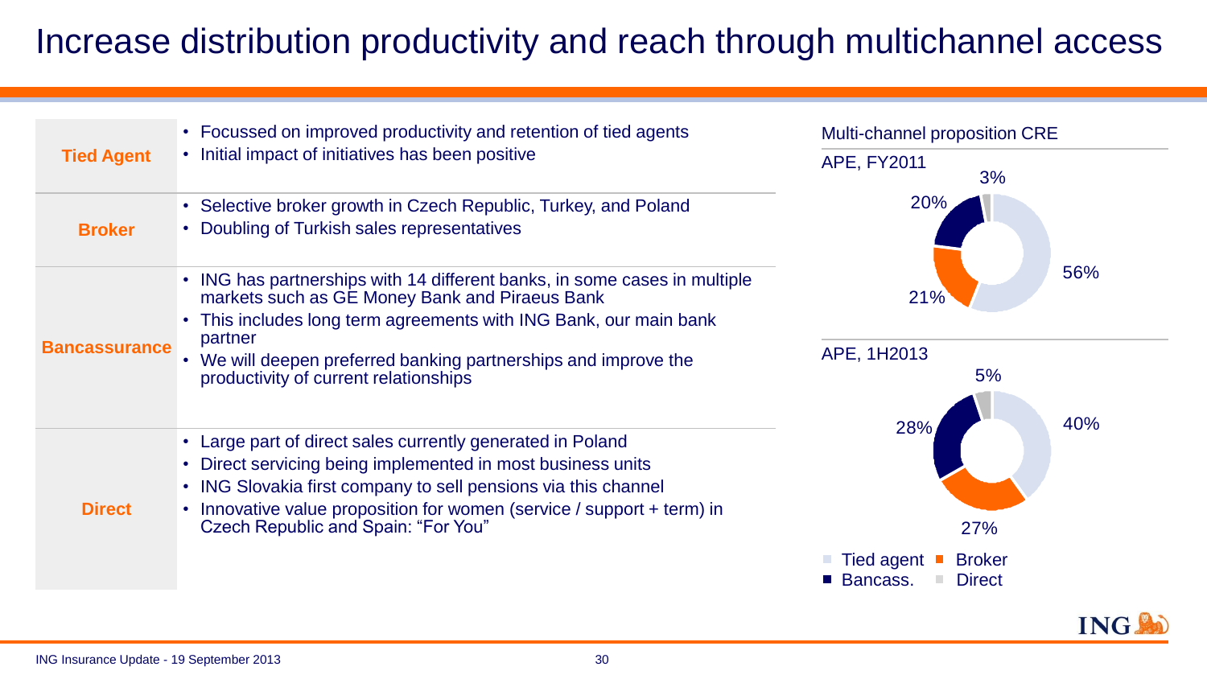# Increase distribution productivity and reach through multichannel access

| Channel | Initiatives |
| --- | --- |
| **Tied Agent** | • Focussed on improved productivity and retention of tied agents<br>• Initial impact of initiatives has been positive |
| **Broker** | • Selective broker growth in Czech Republic, Turkey, and Poland<br>• Doubling of Turkish sales representatives |
| **Bancassurance** | • ING has partnerships with 14 different banks, in some cases in multiple markets such as GE Money Bank and Piraeus Bank<br>• This includes long term agreements with ING Bank, our main bank partner<br>• We will deepen preferred banking partnerships and improve the productivity of current relationships |
| **Direct** | • Large part of direct sales currently generated in Poland<br>• Direct servicing being implemented in most business units<br>• ING Slovakia first company to sell pensions via this channel<br>• Innovative value proposition for women (service / support + term) in Czech Republic and Spain: "For You" |

**Multi-channel proposition CRE**

| | APE, FY2011 | APE, 1H2013 |
| --- | --- | --- |
| Tied agent | 56% | 40% |
| Broker | 21% | 27% |
| Bancass. | 20% | 28% |
| Direct | 3% | 5% |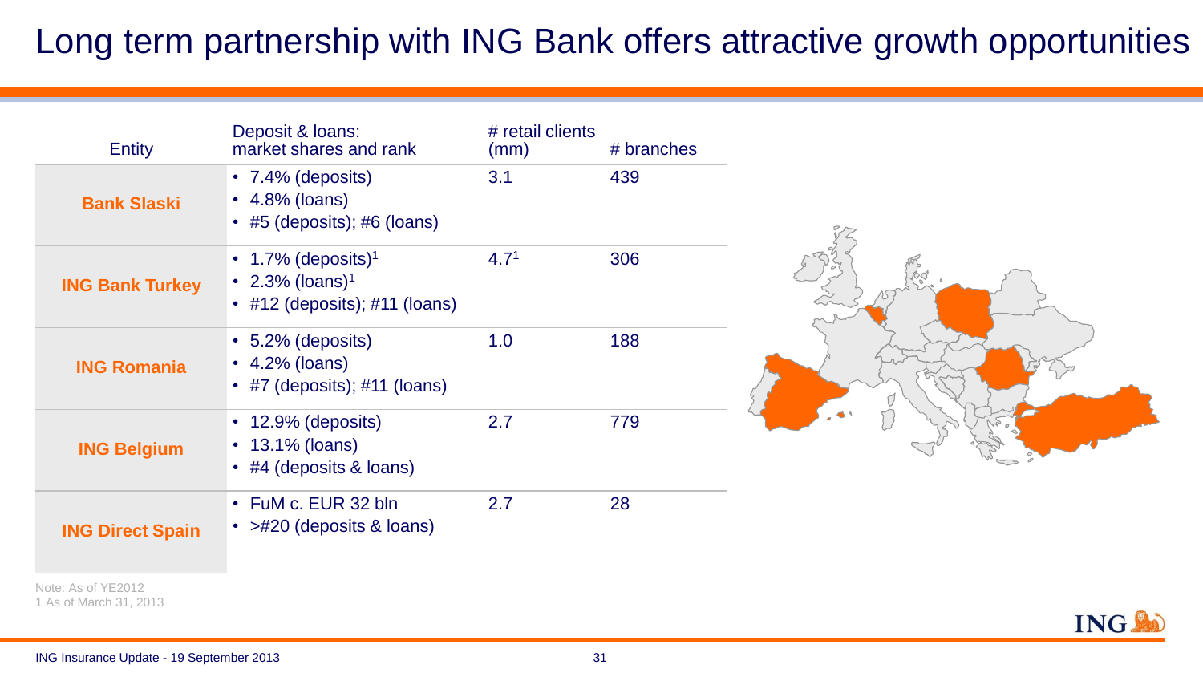# Long term partnership with ING Bank offers attractive growth opportunities

| Entity | Deposit & loans: market shares and rank | # retail clients (mm) | # branches |
|---|---|---|---|
| **Bank Slaski** | • 7.4% (deposits)<br>• 4.8% (loans)<br>• #5 (deposits); #6 (loans) | 3.1 | 439 |
| **ING Bank Turkey** | • 1.7% (deposits)[1]<br>• 2.3% (loans)[1]<br>• #12 (deposits); #11 (loans) | 4.7[1] | 306 |
| **ING Romania** | • 5.2% (deposits)<br>• 4.2% (loans)<br>• #7 (deposits); #11 (loans) | 1.0 | 188 |
| **ING Belgium** | • 12.9% (deposits)<br>• 13.1% (loans)<br>• #4 (deposits & loans) | 2.7 | 779 |
| **ING Direct Spain** | • FuM c. EUR 32 bln<br>• >#20 (deposits & loans) | 2.7 | 28 |

Note: As of YE2012
1 As of March 31, 2013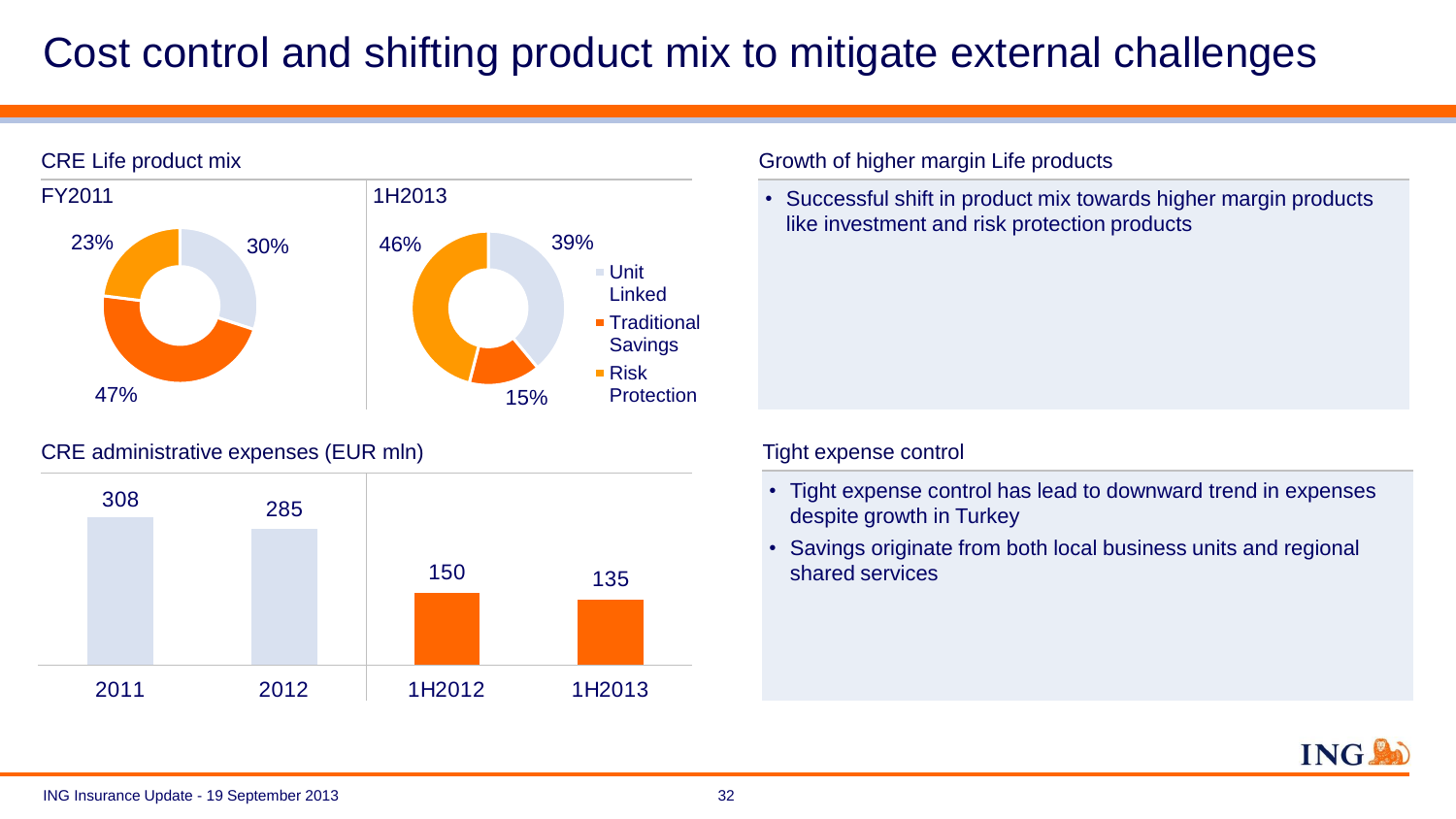# Cost control and shifting product mix to mitigate external challenges

## CRE Life product mix

| | FY2011 | 1H2013 |
|---|---|---|
| Unit Linked | 30% | 39% |
| Traditional Savings | 47% | 15% |
| Risk Protection | 23% | 46% |

## CRE administrative expenses (EUR mln)

| 2011 | 2012 | 1H2012 | 1H2013 |
|---|---|---|---|
| 308 | 285 | 150 | 135 |

## Growth of higher margin Life products

- Successful shift in product mix towards higher margin products like investment and risk protection products

## Tight expense control

- Tight expense control has lead to downward trend in expenses despite growth in Turkey
- Savings originate from both local business units and regional shared services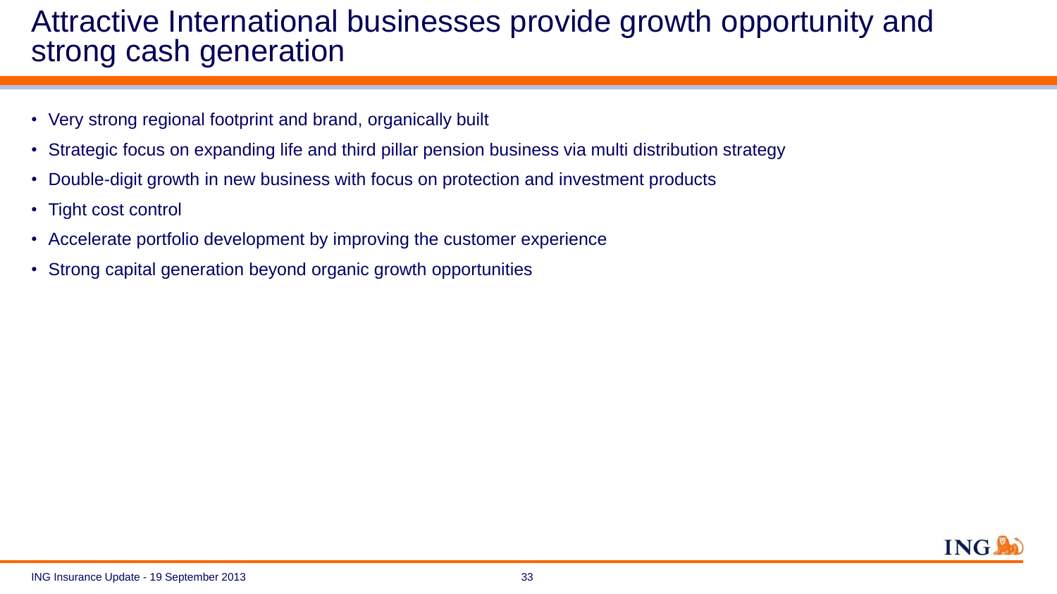# Attractive International businesses provide growth opportunity and strong cash generation

- Very strong regional footprint and brand, organically built
- Strategic focus on expanding life and third pillar pension business via multi distribution strategy
- Double-digit growth in new business with focus on protection and investment products
- Tight cost control
- Accelerate portfolio development by improving the customer experience
- Strong capital generation beyond organic growth opportunities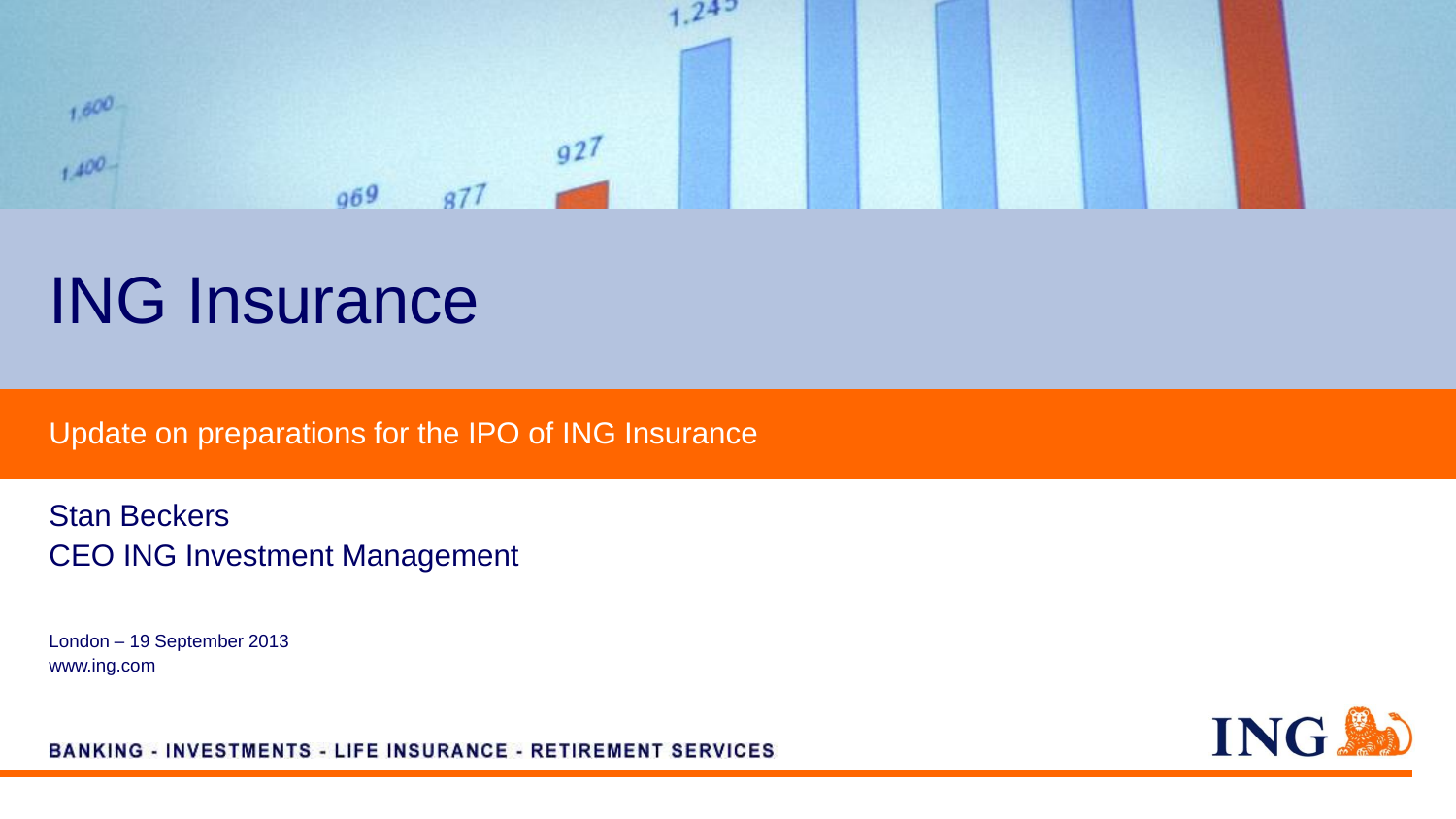# ING Insurance

Update on preparations for the IPO of ING Insurance

Stan Beckers
CEO ING Investment Management

London – 19 September 2013
www.ing.com

BANKING - INVESTMENTS - LIFE INSURANCE - RETIREMENT SERVICES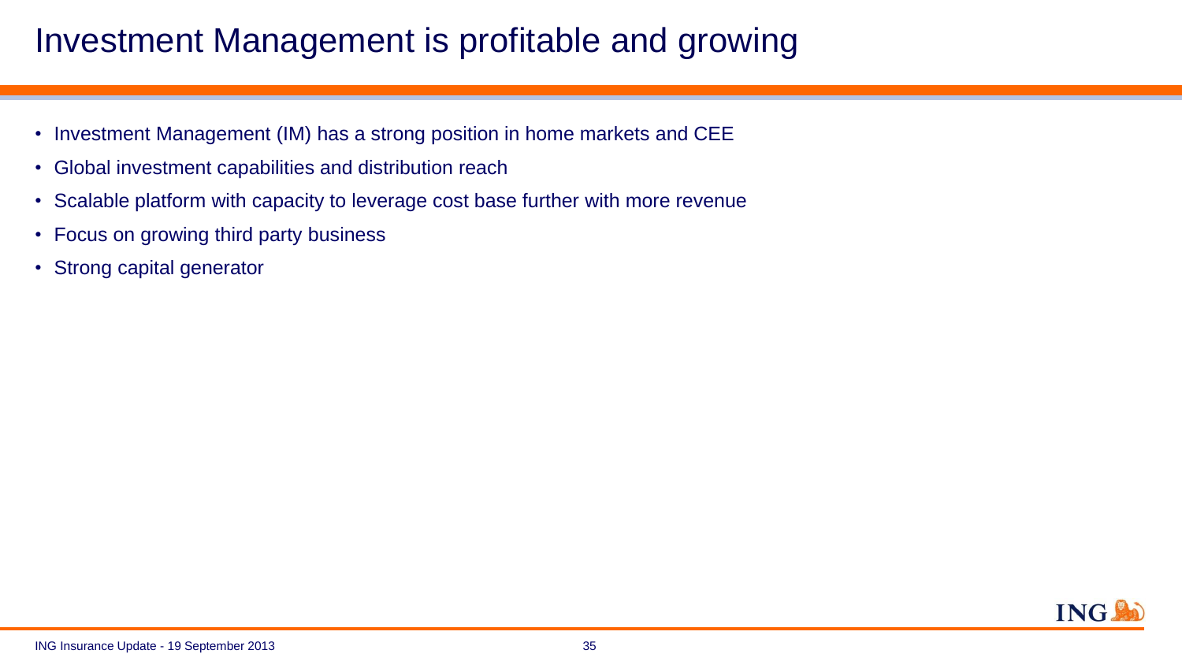# Investment Management is profitable and growing

- Investment Management (IM) has a strong position in home markets and CEE
- Global investment capabilities and distribution reach
- Scalable platform with capacity to leverage cost base further with more revenue
- Focus on growing third party business
- Strong capital generator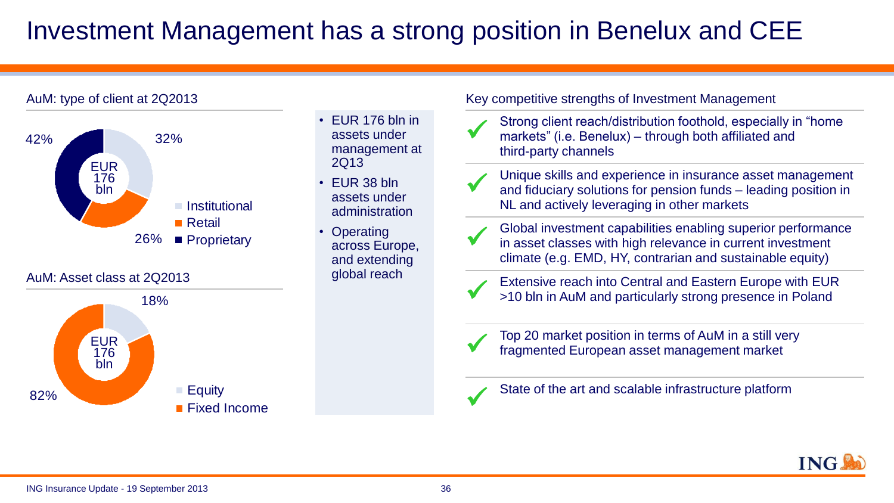# Investment Management has a strong position in Benelux and CEE

**AuM: type of client at 2Q2013**

EUR 176 bln

| Type of client | Share |
|---|---|
| Institutional | 32% |
| Retail | 26% |
| Proprietary | 42% |

**AuM: Asset class at 2Q2013**

EUR 176 bln

| Asset class | Share |
|---|---|
| Equity | 18% |
| Fixed Income | 82% |

- EUR 176 bln in assets under management at 2Q13
- EUR 38 bln assets under administration
- Operating across Europe, and extending global reach

**Key competitive strengths of Investment Management**

- ✓ Strong client reach/distribution foothold, especially in "home markets" (i.e. Benelux) – through both affiliated and third-party channels
- ✓ Unique skills and experience in insurance asset management and fiduciary solutions for pension funds – leading position in NL and actively leveraging in other markets
- ✓ Global investment capabilities enabling superior performance in asset classes with high relevance in current investment climate (e.g. EMD, HY, contrarian and sustainable equity)
- ✓ Extensive reach into Central and Eastern Europe with EUR >10 bln in AuM and particularly strong presence in Poland
- ✓ Top 20 market position in terms of AuM in a still very fragmented European asset management market
- ✓ State of the art and scalable infrastructure platform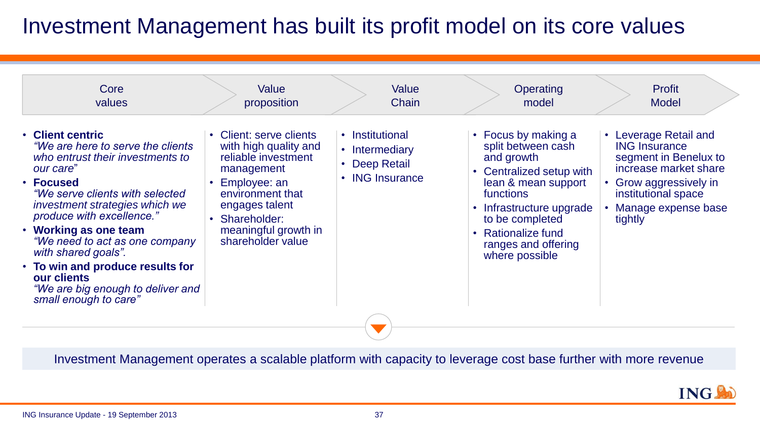# Investment Management has built its profit model on its core values

| Core values | Value proposition | Value Chain | Operating model | Profit Model |
|---|---|---|---|---|
| • **Client centric** *"We are here to serve the clients who entrust their investments to our care"*<br>• **Focused** *"We serve clients with selected investment strategies which we produce with excellence."*<br>• **Working as one team** *"We need to act as one company with shared goals".*<br>• **To win and produce results for our clients** *"We are big enough to deliver and small enough to care"* | • Client: serve clients with high quality and reliable investment management<br>• Employee: an environment that engages talent<br>• Shareholder: meaningful growth in shareholder value | • Institutional<br>• Intermediary<br>• Deep Retail<br>• ING Insurance | • Focus by making a split between cash and growth<br>• Centralized setup with lean & mean support functions<br>• Infrastructure upgrade to be completed<br>• Rationalize fund ranges and offering where possible | • Leverage Retail and ING Insurance segment in Benelux to increase market share<br>• Grow aggressively in institutional space<br>• Manage expense base tightly |

Investment Management operates a scalable platform with capacity to leverage cost base further with more revenue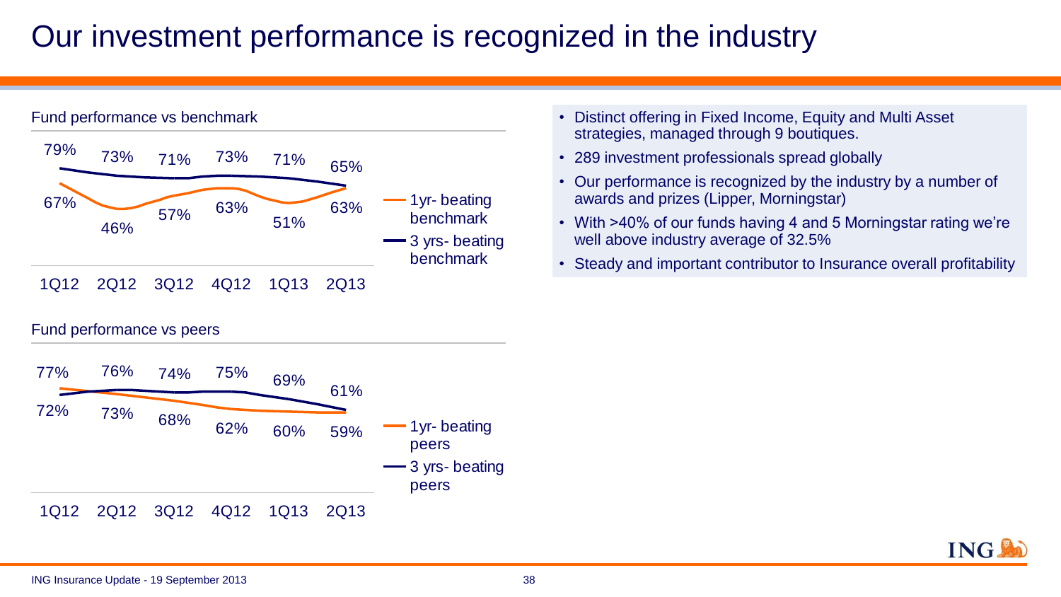# Our investment performance is recognized in the industry

**Fund performance vs benchmark**

| | 1Q12 | 2Q12 | 3Q12 | 4Q12 | 1Q13 | 2Q13 |
|---|---|---|---|---|---|---|
| 1yr- beating benchmark | 67% | 46% | 57% | 63% | 51% | 63% |
| 3 yrs- beating benchmark | 79% | 73% | 71% | 73% | 71% | 65% |

**Fund performance vs peers**

| | 1Q12 | 2Q12 | 3Q12 | 4Q12 | 1Q13 | 2Q13 |
|---|---|---|---|---|---|---|
| 1yr- beating peers | 77% | 73% | 68% | 62% | 60% | 59% |
| 3 yrs- beating peers | 72% | 76% | 74% | 75% | 69% | 61% |

- Distinct offering in Fixed Income, Equity and Multi Asset strategies, managed through 9 boutiques.
- 289 investment professionals spread globally
- Our performance is recognized by the industry by a number of awards and prizes (Lipper, Morningstar)
- With >40% of our funds having 4 and 5 Morningstar rating we're well above industry average of 32.5%
- Steady and important contributor to Insurance overall profitability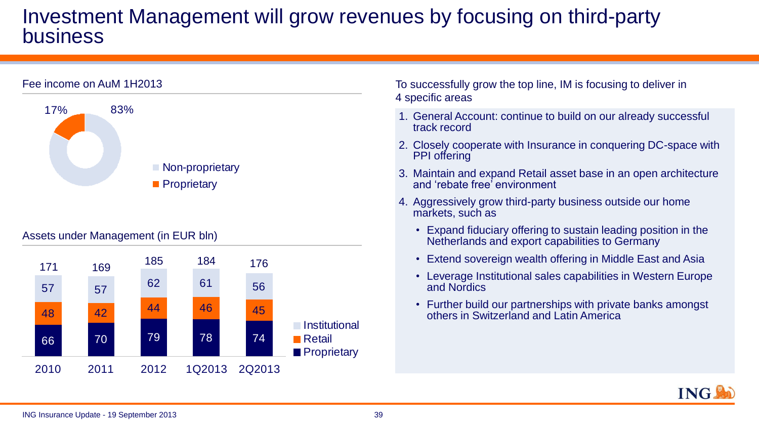# Investment Management will grow revenues by focusing on third-party business

**Fee income on AuM 1H2013**

| Category | Share |
|---|---|
| Non-proprietary | 83% |
| Proprietary | 17% |

**Assets under Management (in EUR bln)**

| | 2010 | 2011 | 2012 | 1Q2013 | 2Q2013 |
|---|---|---|---|---|---|
| Institutional | 57 | 57 | 62 | 61 | 56 |
| Retail | 48 | 42 | 44 | 46 | 45 |
| Proprietary | 66 | 70 | 79 | 78 | 74 |
| Total | 171 | 169 | 185 | 184 | 176 |

To successfully grow the top line, IM is focusing to deliver in 4 specific areas

1. General Account: continue to build on our already successful track record
2. Closely cooperate with Insurance in conquering DC-space with PPI offering
3. Maintain and expand Retail asset base in an open architecture and 'rebate free' environment
4. Aggressively grow third-party business outside our home markets, such as
   - Expand fiduciary offering to sustain leading position in the Netherlands and export capabilities to Germany
   - Extend sovereign wealth offering in Middle East and Asia
   - Leverage Institutional sales capabilities in Western Europe and Nordics
   - Further build our partnerships with private banks amongst others in Switzerland and Latin America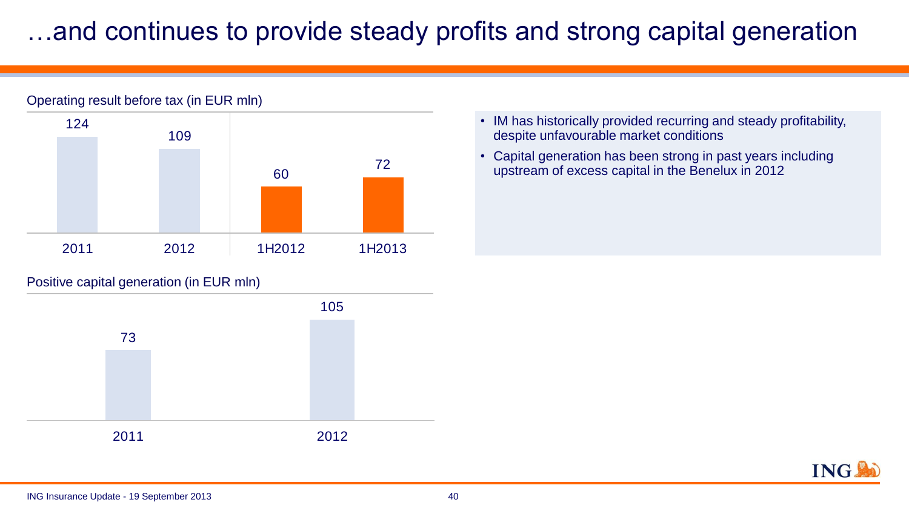# …and continues to provide steady profits and strong capital generation

Operating result before tax (in EUR mln)

| 2011 | 2012 | 1H2012 | 1H2013 |
| --- | --- | --- | --- |
| 124 | 109 | 60 | 72 |

Positive capital generation (in EUR mln)

| 2011 | 2012 |
| --- | --- |
| 73 | 105 |

- IM has historically provided recurring and steady profitability, despite unfavourable market conditions
- Capital generation has been strong in past years including upstream of excess capital in the Benelux in 2012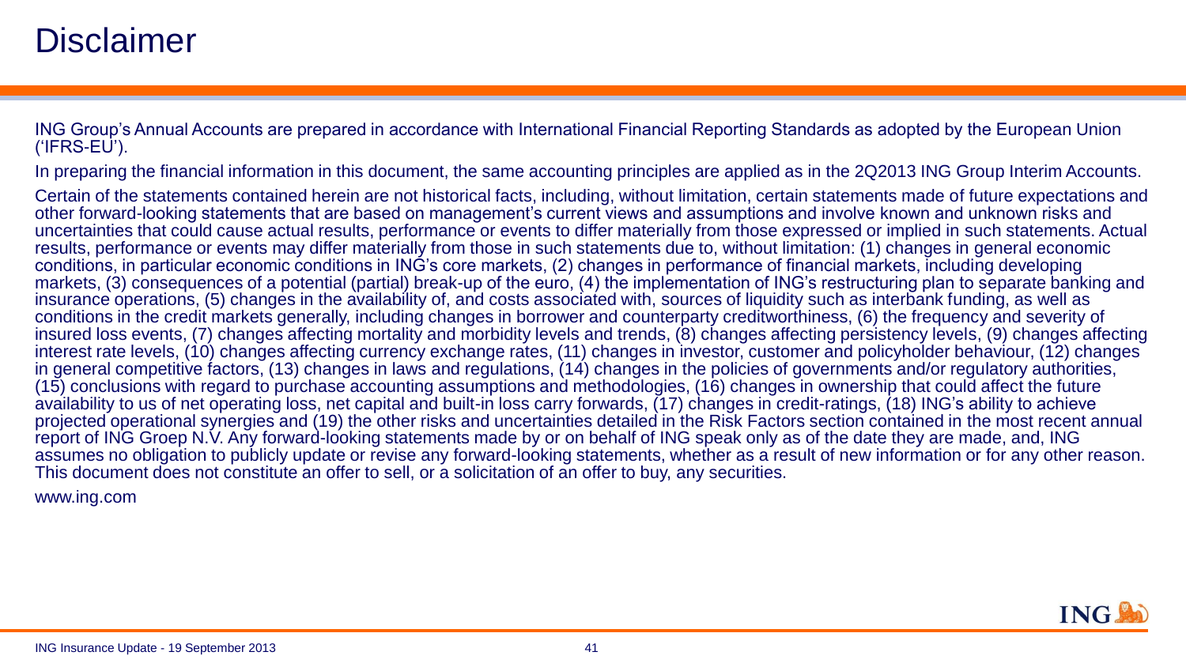# Disclaimer

ING Group's Annual Accounts are prepared in accordance with International Financial Reporting Standards as adopted by the European Union ('IFRS-EU').

In preparing the financial information in this document, the same accounting principles are applied as in the 2Q2013 ING Group Interim Accounts.

Certain of the statements contained herein are not historical facts, including, without limitation, certain statements made of future expectations and other forward-looking statements that are based on management's current views and assumptions and involve known and unknown risks and uncertainties that could cause actual results, performance or events to differ materially from those expressed or implied in such statements. Actual results, performance or events may differ materially from those in such statements due to, without limitation: (1) changes in general economic conditions, in particular economic conditions in ING's core markets, (2) changes in performance of financial markets, including developing markets, (3) consequences of a potential (partial) break-up of the euro, (4) the implementation of ING's restructuring plan to separate banking and insurance operations, (5) changes in the availability of, and costs associated with, sources of liquidity such as interbank funding, as well as conditions in the credit markets generally, including changes in borrower and counterparty creditworthiness, (6) the frequency and severity of insured loss events, (7) changes affecting mortality and morbidity levels and trends, (8) changes affecting persistency levels, (9) changes affecting interest rate levels, (10) changes affecting currency exchange rates, (11) changes in investor, customer and policyholder behaviour, (12) changes in general competitive factors, (13) changes in laws and regulations, (14) changes in the policies of governments and/or regulatory authorities, (15) conclusions with regard to purchase accounting assumptions and methodologies, (16) changes in ownership that could affect the future availability to us of net operating loss, net capital and built-in loss carry forwards, (17) changes in credit-ratings, (18) ING's ability to achieve projected operational synergies and (19) the other risks and uncertainties detailed in the Risk Factors section contained in the most recent annual report of ING Groep N.V. Any forward-looking statements made by or on behalf of ING speak only as of the date they are made, and, ING assumes no obligation to publicly update or revise any forward-looking statements, whether as a result of new information or for any other reason. This document does not constitute an offer to sell, or a solicitation of an offer to buy, any securities.

www.ing.com